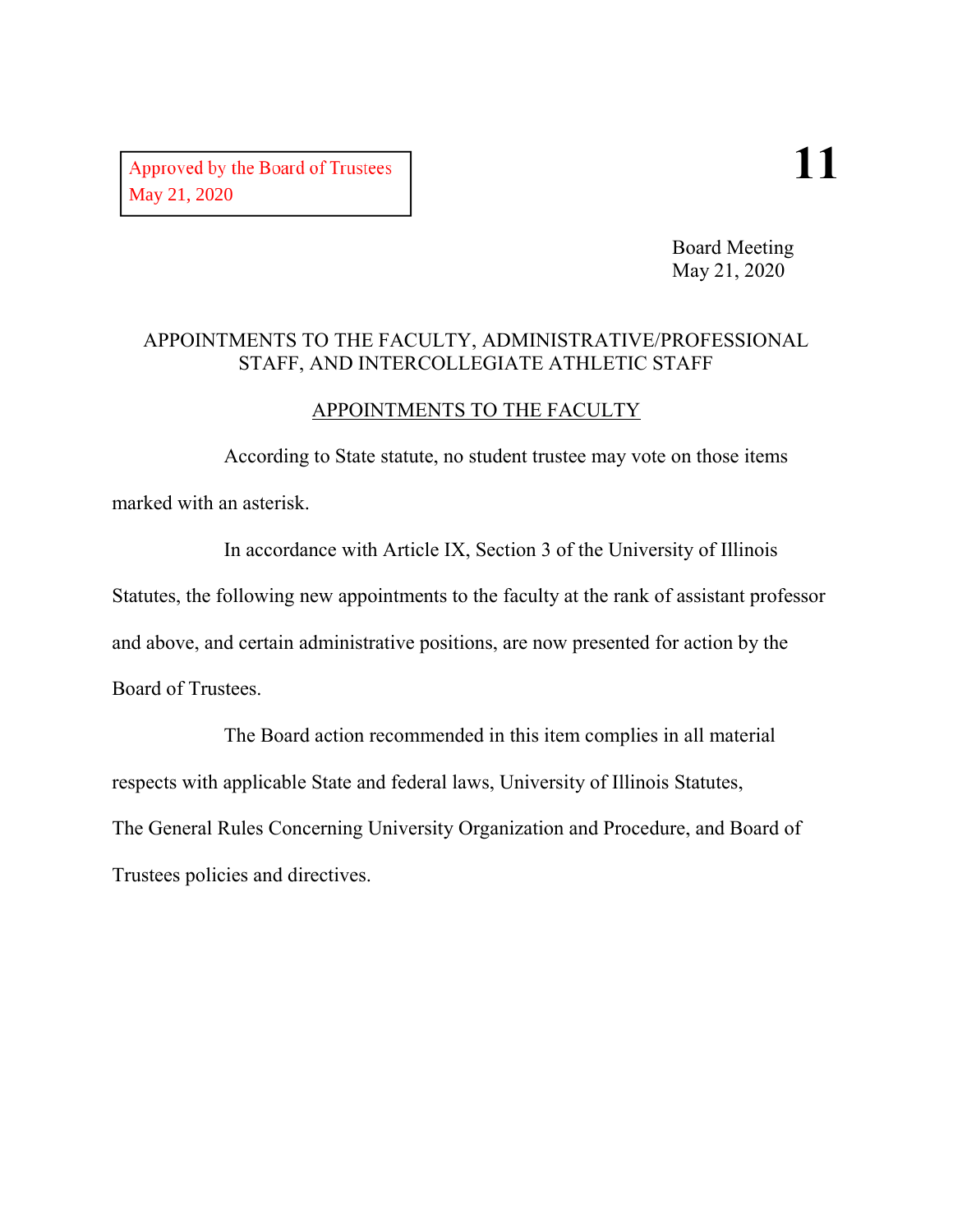Approved by the Board of Trustees
May 21, 2020

**11**

Board Meeting
May 21, 2020

# APPOINTMENTS TO THE FACULTY, ADMINISTRATIVE/PROFESSIONAL STAFF, AND INTERCOLLEGIATE ATHLETIC STAFF

## APPOINTMENTS TO THE FACULTY

According to State statute, no student trustee may vote on those items marked with an asterisk.

In accordance with Article IX, Section 3 of the University of Illinois Statutes, the following new appointments to the faculty at the rank of assistant professor and above, and certain administrative positions, are now presented for action by the Board of Trustees.

The Board action recommended in this item complies in all material respects with applicable State and federal laws, University of Illinois Statutes, The General Rules Concerning University Organization and Procedure, and Board of Trustees policies and directives.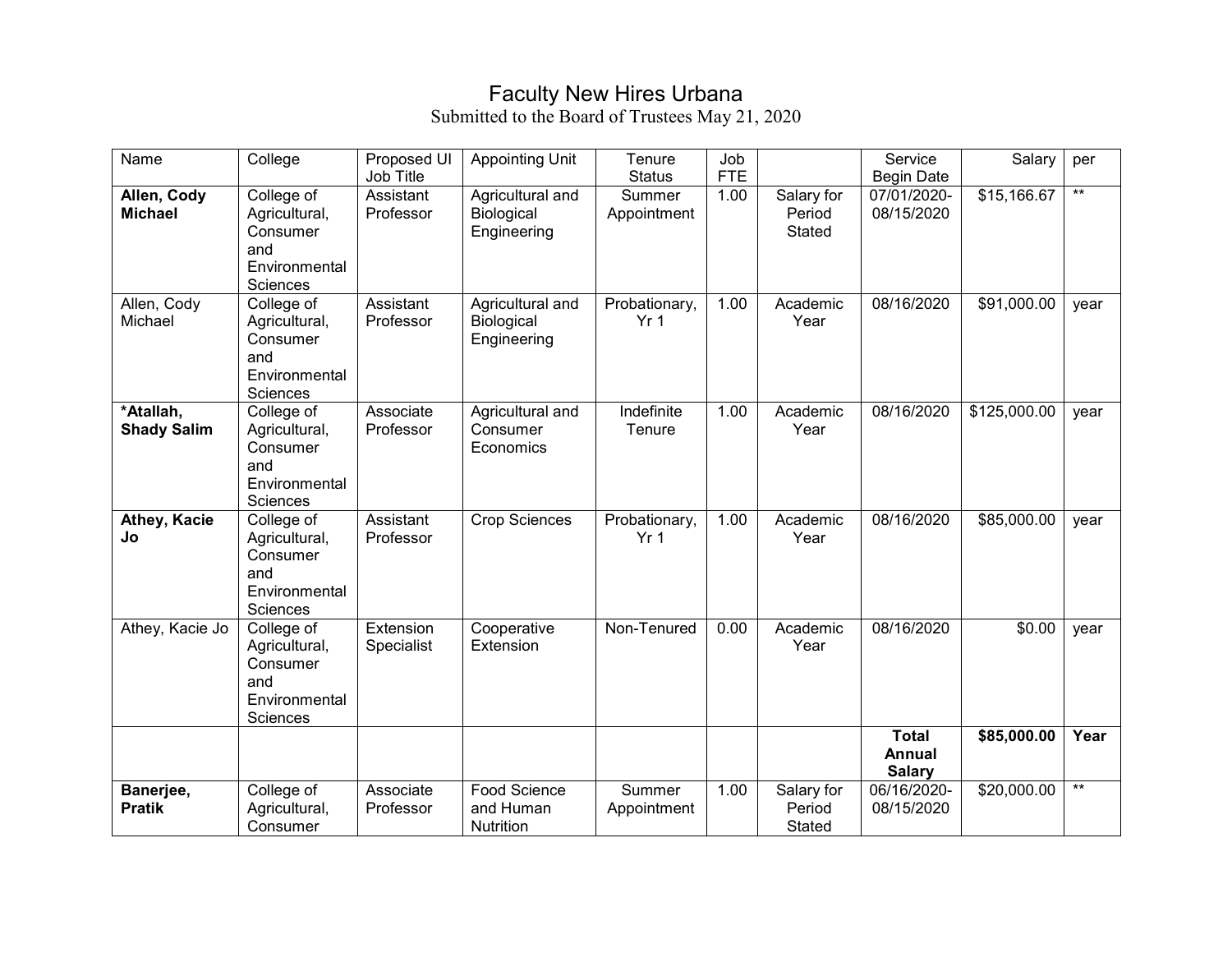# Faculty New Hires Urbana

Submitted to the Board of Trustees May 21, 2020

| Name | College | Proposed UI Job Title | Appointing Unit | Tenure Status | Job FTE | | Service Begin Date | Salary | per |
|---|---|---|---|---|---|---|---|---|---|
| **Allen, Cody Michael** | College of Agricultural, Consumer and Environmental Sciences | Assistant Professor | Agricultural and Biological Engineering | Summer Appointment | 1.00 | Salary for Period Stated | 07/01/2020-08/15/2020 | $15,166.67 | ** |
| Allen, Cody Michael | College of Agricultural, Consumer and Environmental Sciences | Assistant Professor | Agricultural and Biological Engineering | Probationary, Yr 1 | 1.00 | Academic Year | 08/16/2020 | $91,000.00 | year |
| ***Atallah, Shady Salim** | College of Agricultural, Consumer and Environmental Sciences | Associate Professor | Agricultural and Consumer Economics | Indefinite Tenure | 1.00 | Academic Year | 08/16/2020 | $125,000.00 | year |
| **Athey, Kacie Jo** | College of Agricultural, Consumer and Environmental Sciences | Assistant Professor | Crop Sciences | Probationary, Yr 1 | 1.00 | Academic Year | 08/16/2020 | $85,000.00 | year |
| Athey, Kacie Jo | College of Agricultural, Consumer and Environmental Sciences | Extension Specialist | Cooperative Extension | Non-Tenured | 0.00 | Academic Year | 08/16/2020 | $0.00 | year |
| | | | | | | | **Total Annual Salary** | **$85,000.00** | **Year** |
| **Banerjee, Pratik** | College of Agricultural, Consumer | Associate Professor | Food Science and Human Nutrition | Summer Appointment | 1.00 | Salary for Period Stated | 06/16/2020-08/15/2020 | $20,000.00 | ** |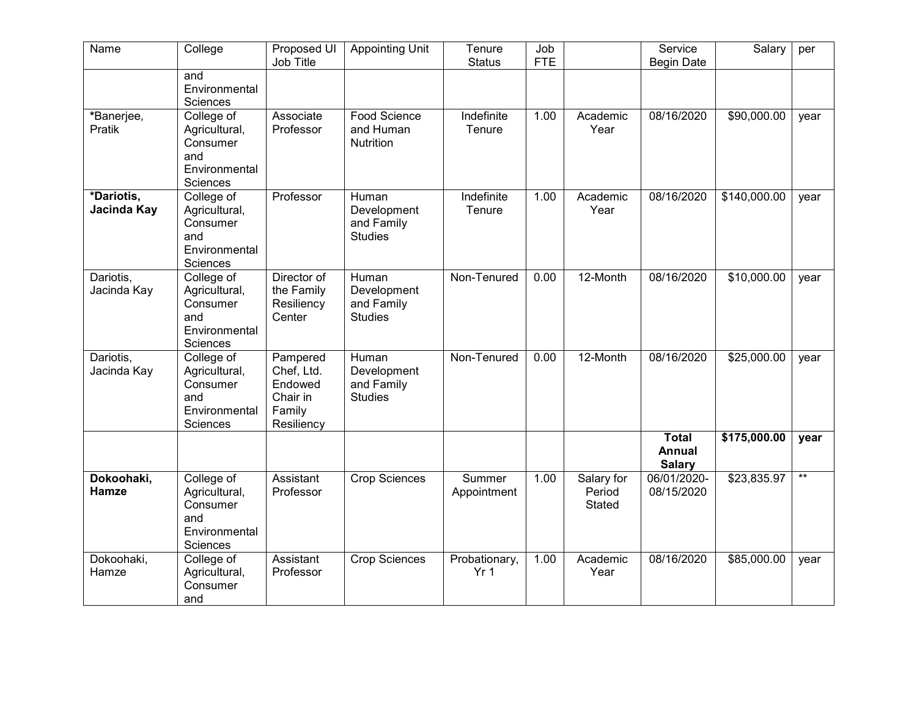| Name | College | Proposed UI Job Title | Appointing Unit | Tenure Status | Job FTE | | Service Begin Date | Salary | per |
|---|---|---|---|---|---|---|---|---|---|
| | and Environmental Sciences | | | | | | | | |
| *Banerjee, Pratik | College of Agricultural, Consumer and Environmental Sciences | Associate Professor | Food Science and Human Nutrition | Indefinite Tenure | 1.00 | Academic Year | 08/16/2020 | $90,000.00 | year |
| **\*Dariotis, Jacinda Kay** | College of Agricultural, Consumer and Environmental Sciences | Professor | Human Development and Family Studies | Indefinite Tenure | 1.00 | Academic Year | 08/16/2020 | $140,000.00 | year |
| Dariotis, Jacinda Kay | College of Agricultural, Consumer and Environmental Sciences | Director of the Family Resiliency Center | Human Development and Family Studies | Non-Tenured | 0.00 | 12-Month | 08/16/2020 | $10,000.00 | year |
| Dariotis, Jacinda Kay | College of Agricultural, Consumer and Environmental Sciences | Pampered Chef, Ltd. Endowed Chair in Family Resiliency | Human Development and Family Studies | Non-Tenured | 0.00 | 12-Month | 08/16/2020 | $25,000.00 | year |
| | | | | | | | **Total Annual Salary** | **$175,000.00** | **year** |
| **Dokoohaki, Hamze** | College of Agricultural, Consumer and Environmental Sciences | Assistant Professor | Crop Sciences | Summer Appointment | 1.00 | Salary for Period Stated | 06/01/2020-08/15/2020 | $23,835.97 | ** |
| Dokoohaki, Hamze | College of Agricultural, Consumer and | Assistant Professor | Crop Sciences | Probationary, Yr 1 | 1.00 | Academic Year | 08/16/2020 | $85,000.00 | year |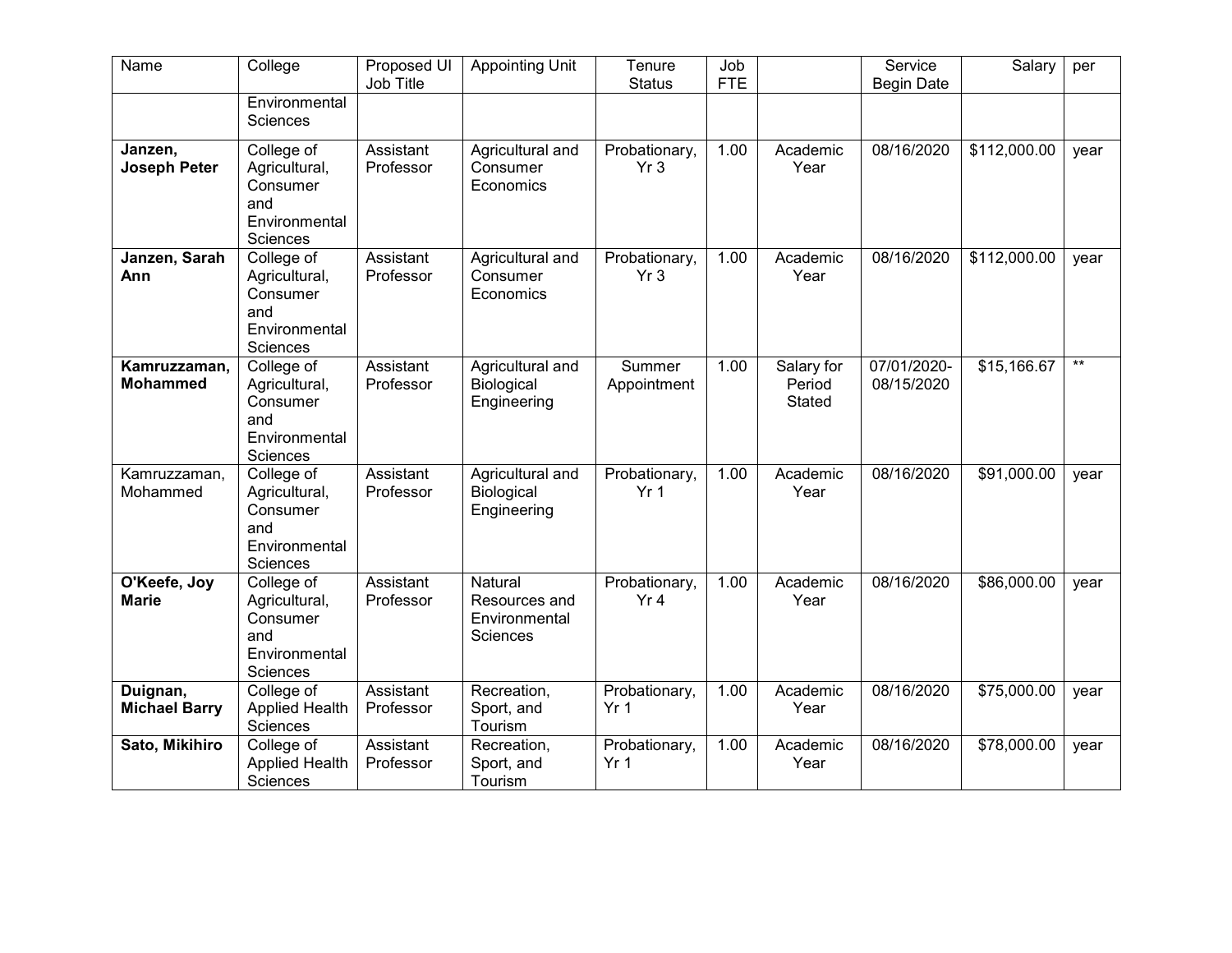| Name | College | Proposed UI Job Title | Appointing Unit | Tenure Status | Job FTE | | Service Begin Date | Salary | per |
|---|---|---|---|---|---|---|---|---|---|
| | Environmental Sciences | | | | | | | | |
| **Janzen, Joseph Peter** | College of Agricultural, Consumer and Environmental Sciences | Assistant Professor | Agricultural and Consumer Economics | Probationary, Yr 3 | 1.00 | Academic Year | 08/16/2020 | $112,000.00 | year |
| **Janzen, Sarah Ann** | College of Agricultural, Consumer and Environmental Sciences | Assistant Professor | Agricultural and Consumer Economics | Probationary, Yr 3 | 1.00 | Academic Year | 08/16/2020 | $112,000.00 | year |
| **Kamruzzaman, Mohammed** | College of Agricultural, Consumer and Environmental Sciences | Assistant Professor | Agricultural and Biological Engineering | Summer Appointment | 1.00 | Salary for Period Stated | 07/01/2020-08/15/2020 | $15,166.67 | ** |
| Kamruzzaman, Mohammed | College of Agricultural, Consumer and Environmental Sciences | Assistant Professor | Agricultural and Biological Engineering | Probationary, Yr 1 | 1.00 | Academic Year | 08/16/2020 | $91,000.00 | year |
| **O'Keefe, Joy Marie** | College of Agricultural, Consumer and Environmental Sciences | Assistant Professor | Natural Resources and Environmental Sciences | Probationary, Yr 4 | 1.00 | Academic Year | 08/16/2020 | $86,000.00 | year |
| **Duignan, Michael Barry** | College of Applied Health Sciences | Assistant Professor | Recreation, Sport, and Tourism | Probationary, Yr 1 | 1.00 | Academic Year | 08/16/2020 | $75,000.00 | year |
| **Sato, Mikihiro** | College of Applied Health Sciences | Assistant Professor | Recreation, Sport, and Tourism | Probationary, Yr 1 | 1.00 | Academic Year | 08/16/2020 | $78,000.00 | year |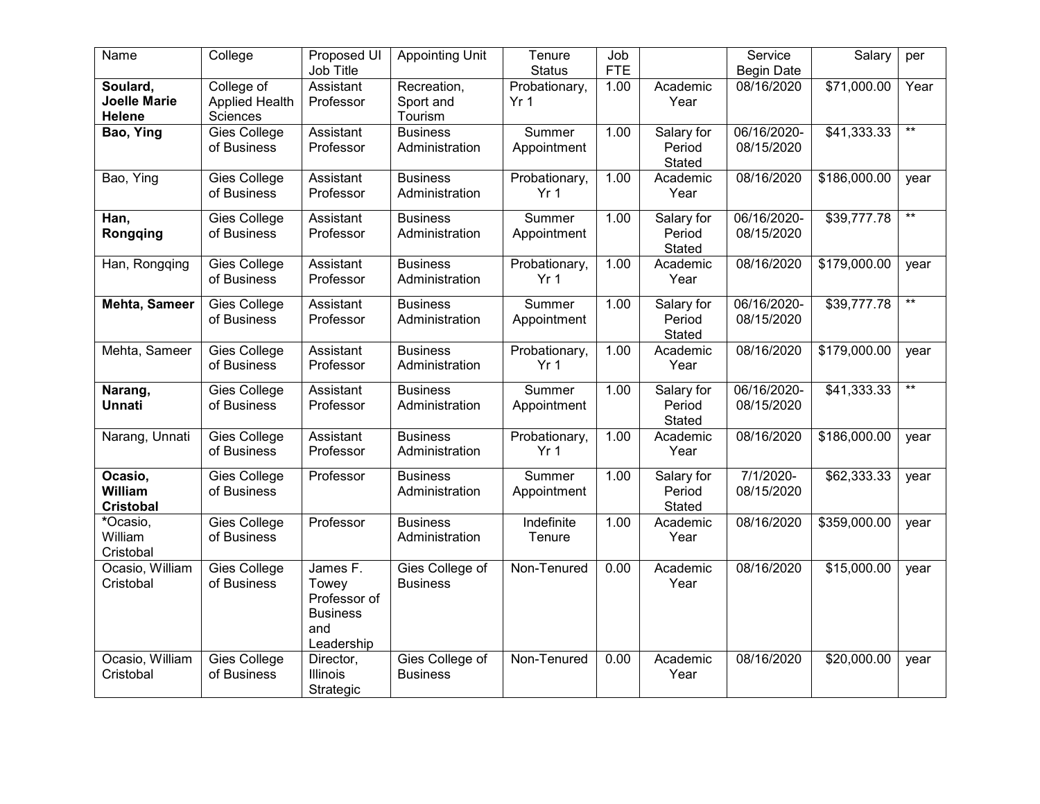| Name | College | Proposed UI Job Title | Appointing Unit | Tenure Status | Job FTE | | Service Begin Date | Salary | per |
|---|---|---|---|---|---|---|---|---|---|
| **Soulard, Joelle Marie Helene** | College of Applied Health Sciences | Assistant Professor | Recreation, Sport and Tourism | Probationary, Yr 1 | 1.00 | Academic Year | 08/16/2020 | $71,000.00 | Year |
| **Bao, Ying** | Gies College of Business | Assistant Professor | Business Administration | Summer Appointment | 1.00 | Salary for Period Stated | 06/16/2020-08/15/2020 | $41,333.33 | ** |
| Bao, Ying | Gies College of Business | Assistant Professor | Business Administration | Probationary, Yr 1 | 1.00 | Academic Year | 08/16/2020 | $186,000.00 | year |
| **Han, Rongqing** | Gies College of Business | Assistant Professor | Business Administration | Summer Appointment | 1.00 | Salary for Period Stated | 06/16/2020-08/15/2020 | $39,777.78 | ** |
| Han, Rongqing | Gies College of Business | Assistant Professor | Business Administration | Probationary, Yr 1 | 1.00 | Academic Year | 08/16/2020 | $179,000.00 | year |
| **Mehta, Sameer** | Gies College of Business | Assistant Professor | Business Administration | Summer Appointment | 1.00 | Salary for Period Stated | 06/16/2020-08/15/2020 | $39,777.78 | ** |
| Mehta, Sameer | Gies College of Business | Assistant Professor | Business Administration | Probationary, Yr 1 | 1.00 | Academic Year | 08/16/2020 | $179,000.00 | year |
| **Narang, Unnati** | Gies College of Business | Assistant Professor | Business Administration | Summer Appointment | 1.00 | Salary for Period Stated | 06/16/2020-08/15/2020 | $41,333.33 | ** |
| Narang, Unnati | Gies College of Business | Assistant Professor | Business Administration | Probationary, Yr 1 | 1.00 | Academic Year | 08/16/2020 | $186,000.00 | year |
| **Ocasio, William Cristobal** | Gies College of Business | Professor | Business Administration | Summer Appointment | 1.00 | Salary for Period Stated | 7/1/2020-08/15/2020 | $62,333.33 | year |
| ***Ocasio, William Cristobal** | Gies College of Business | Professor | Business Administration | Indefinite Tenure | 1.00 | Academic Year | 08/16/2020 | $359,000.00 | year |
| Ocasio, William Cristobal | Gies College of Business | James F. Towey Professor of Business and Leadership | Gies College of Business | Non-Tenured | 0.00 | Academic Year | 08/16/2020 | $15,000.00 | year |
| Ocasio, William Cristobal | Gies College of Business | Director, Illinois Strategic | Gies College of Business | Non-Tenured | 0.00 | Academic Year | 08/16/2020 | $20,000.00 | year |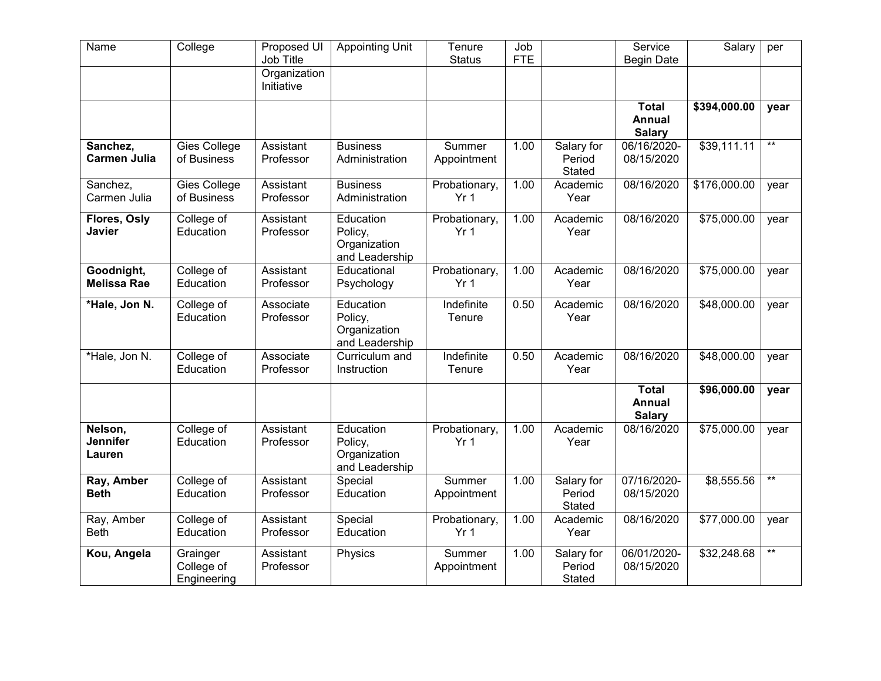| Name | College | Proposed UI Job Title | Appointing Unit | Tenure Status | Job FTE | | Service Begin Date | Salary | per |
|---|---|---|---|---|---|---|---|---|---|
| | | Organization Initiative | | | | | | | |
| | | | | | | | **Total Annual Salary** | **$394,000.00** | **year** |
| **Sanchez, Carmen Julia** | Gies College of Business | Assistant Professor | Business Administration | Summer Appointment | 1.00 | Salary for Period Stated | 06/16/2020-08/15/2020 | $39,111.11 | ** |
| Sanchez, Carmen Julia | Gies College of Business | Assistant Professor | Business Administration | Probationary, Yr 1 | 1.00 | Academic Year | 08/16/2020 | $176,000.00 | year |
| **Flores, Osly Javier** | College of Education | Assistant Professor | Education Policy, Organization and Leadership | Probationary, Yr 1 | 1.00 | Academic Year | 08/16/2020 | $75,000.00 | year |
| **Goodnight, Melissa Rae** | College of Education | Assistant Professor | Educational Psychology | Probationary, Yr 1 | 1.00 | Academic Year | 08/16/2020 | $75,000.00 | year |
| ***Hale, Jon N.** | College of Education | Associate Professor | Education Policy, Organization and Leadership | Indefinite Tenure | 0.50 | Academic Year | 08/16/2020 | $48,000.00 | year |
| *Hale, Jon N. | College of Education | Associate Professor | Curriculum and Instruction | Indefinite Tenure | 0.50 | Academic Year | 08/16/2020 | $48,000.00 | year |
| | | | | | | | **Total Annual Salary** | **$96,000.00** | **year** |
| **Nelson, Jennifer Lauren** | College of Education | Assistant Professor | Education Policy, Organization and Leadership | Probationary, Yr 1 | 1.00 | Academic Year | 08/16/2020 | $75,000.00 | year |
| **Ray, Amber Beth** | College of Education | Assistant Professor | Special Education | Summer Appointment | 1.00 | Salary for Period Stated | 07/16/2020-08/15/2020 | $8,555.56 | ** |
| Ray, Amber Beth | College of Education | Assistant Professor | Special Education | Probationary, Yr 1 | 1.00 | Academic Year | 08/16/2020 | $77,000.00 | year |
| **Kou, Angela** | Grainger College of Engineering | Assistant Professor | Physics | Summer Appointment | 1.00 | Salary for Period Stated | 06/01/2020-08/15/2020 | $32,248.68 | ** |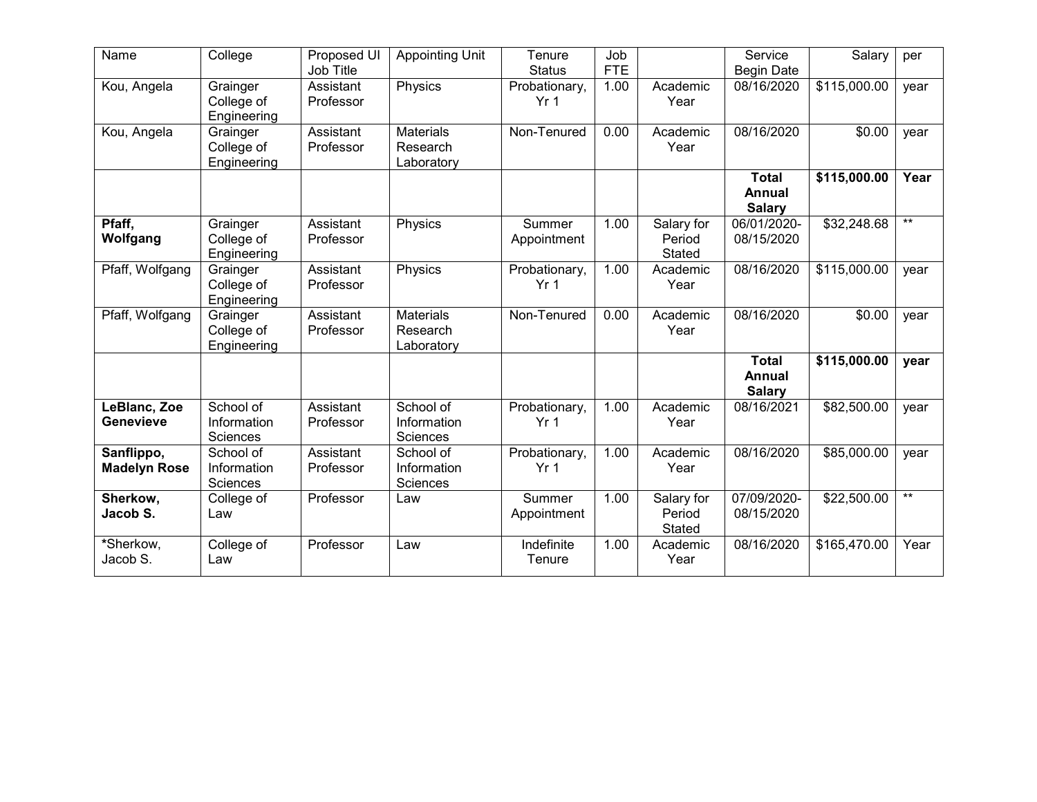| Name | College | Proposed UI Job Title | Appointing Unit | Tenure Status | Job FTE | | Service Begin Date | Salary | per |
|---|---|---|---|---|---|---|---|---|---|
| Kou, Angela | Grainger College of Engineering | Assistant Professor | Physics | Probationary, Yr 1 | 1.00 | Academic Year | 08/16/2020 | $115,000.00 | year |
| Kou, Angela | Grainger College of Engineering | Assistant Professor | Materials Research Laboratory | Non-Tenured | 0.00 | Academic Year | 08/16/2020 | $0.00 | year |
| | | | | | | | **Total Annual Salary** | **$115,000.00** | **Year** |
| **Pfaff, Wolfgang** | Grainger College of Engineering | Assistant Professor | Physics | Summer Appointment | 1.00 | Salary for Period Stated | 06/01/2020-08/15/2020 | $32,248.68 | ** |
| Pfaff, Wolfgang | Grainger College of Engineering | Assistant Professor | Physics | Probationary, Yr 1 | 1.00 | Academic Year | 08/16/2020 | $115,000.00 | year |
| Pfaff, Wolfgang | Grainger College of Engineering | Assistant Professor | Materials Research Laboratory | Non-Tenured | 0.00 | Academic Year | 08/16/2020 | $0.00 | year |
| | | | | | | | **Total Annual Salary** | **$115,000.00** | **year** |
| **LeBlanc, Zoe Genevieve** | School of Information Sciences | Assistant Professor | School of Information Sciences | Probationary, Yr 1 | 1.00 | Academic Year | 08/16/2021 | $82,500.00 | year |
| **Sanflippo, Madelyn Rose** | School of Information Sciences | Assistant Professor | School of Information Sciences | Probationary, Yr 1 | 1.00 | Academic Year | 08/16/2020 | $85,000.00 | year |
| **Sherkow, Jacob S.** | College of Law | Professor | Law | Summer Appointment | 1.00 | Salary for Period Stated | 07/09/2020-08/15/2020 | $22,500.00 | ** |
| *Sherkow, Jacob S. | College of Law | Professor | Law | Indefinite Tenure | 1.00 | Academic Year | 08/16/2020 | $165,470.00 | Year |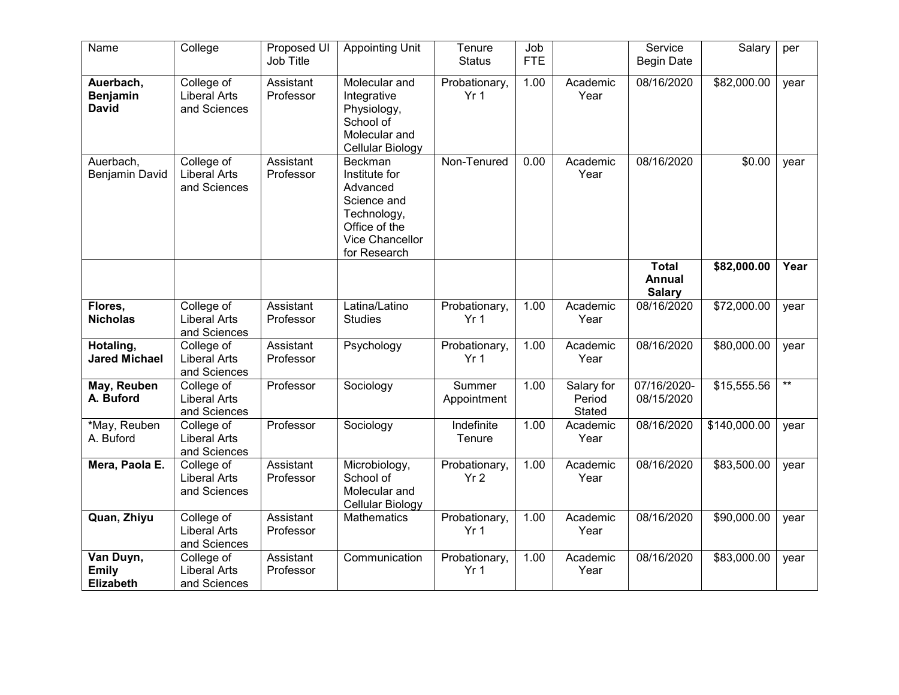| Name | College | Proposed UI Job Title | Appointing Unit | Tenure Status | Job FTE | | Service Begin Date | Salary | per |
|---|---|---|---|---|---|---|---|---|---|
| **Auerbach, Benjamin David** | College of Liberal Arts and Sciences | Assistant Professor | Molecular and Integrative Physiology, School of Molecular and Cellular Biology | Probationary, Yr 1 | 1.00 | Academic Year | 08/16/2020 | $82,000.00 | year |
| Auerbach, Benjamin David | College of Liberal Arts and Sciences | Assistant Professor | Beckman Institute for Advanced Science and Technology, Office of the Vice Chancellor for Research | Non-Tenured | 0.00 | Academic Year | 08/16/2020 | $0.00 | year |
| | | | | | | | **Total Annual Salary** | **$82,000.00** | **Year** |
| **Flores, Nicholas** | College of Liberal Arts and Sciences | Assistant Professor | Latina/Latino Studies | Probationary, Yr 1 | 1.00 | Academic Year | 08/16/2020 | $72,000.00 | year |
| **Hotaling, Jared Michael** | College of Liberal Arts and Sciences | Assistant Professor | Psychology | Probationary, Yr 1 | 1.00 | Academic Year | 08/16/2020 | $80,000.00 | year |
| **May, Reuben A. Buford** | College of Liberal Arts and Sciences | Professor | Sociology | Summer Appointment | 1.00 | Salary for Period Stated | 07/16/2020-08/15/2020 | $15,555.56 | ** |
| *May, Reuben A. Buford | College of Liberal Arts and Sciences | Professor | Sociology | Indefinite Tenure | 1.00 | Academic Year | 08/16/2020 | $140,000.00 | year |
| **Mera, Paola E.** | College of Liberal Arts and Sciences | Assistant Professor | Microbiology, School of Molecular and Cellular Biology | Probationary, Yr 2 | 1.00 | Academic Year | 08/16/2020 | $83,500.00 | year |
| **Quan, Zhiyu** | College of Liberal Arts and Sciences | Assistant Professor | Mathematics | Probationary, Yr 1 | 1.00 | Academic Year | 08/16/2020 | $90,000.00 | year |
| **Van Duyn, Emily Elizabeth** | College of Liberal Arts and Sciences | Assistant Professor | Communication | Probationary, Yr 1 | 1.00 | Academic Year | 08/16/2020 | $83,000.00 | year |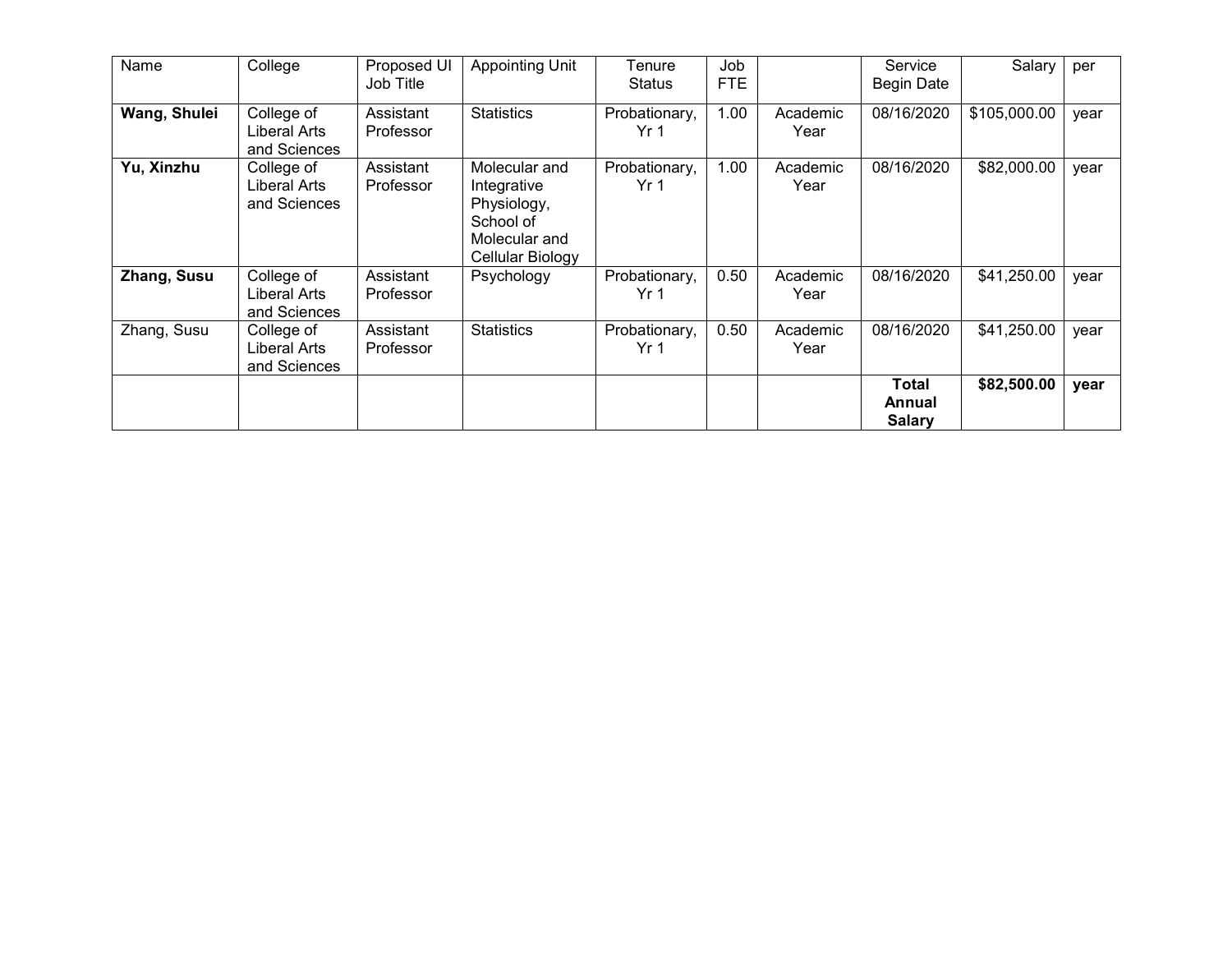| Name | College | Proposed UI Job Title | Appointing Unit | Tenure Status | Job FTE | | Service Begin Date | Salary | per |
|---|---|---|---|---|---|---|---|---|---|
| **Wang, Shulei** | College of Liberal Arts and Sciences | Assistant Professor | Statistics | Probationary, Yr 1 | 1.00 | Academic Year | 08/16/2020 | $105,000.00 | year |
| **Yu, Xinzhu** | College of Liberal Arts and Sciences | Assistant Professor | Molecular and Integrative Physiology, School of Molecular and Cellular Biology | Probationary, Yr 1 | 1.00 | Academic Year | 08/16/2020 | $82,000.00 | year |
| **Zhang, Susu** | College of Liberal Arts and Sciences | Assistant Professor | Psychology | Probationary, Yr 1 | 0.50 | Academic Year | 08/16/2020 | $41,250.00 | year |
| Zhang, Susu | College of Liberal Arts and Sciences | Assistant Professor | Statistics | Probationary, Yr 1 | 0.50 | Academic Year | 08/16/2020 | $41,250.00 | year |
| | | | | | | | **Total Annual Salary** | **$82,500.00** | **year** |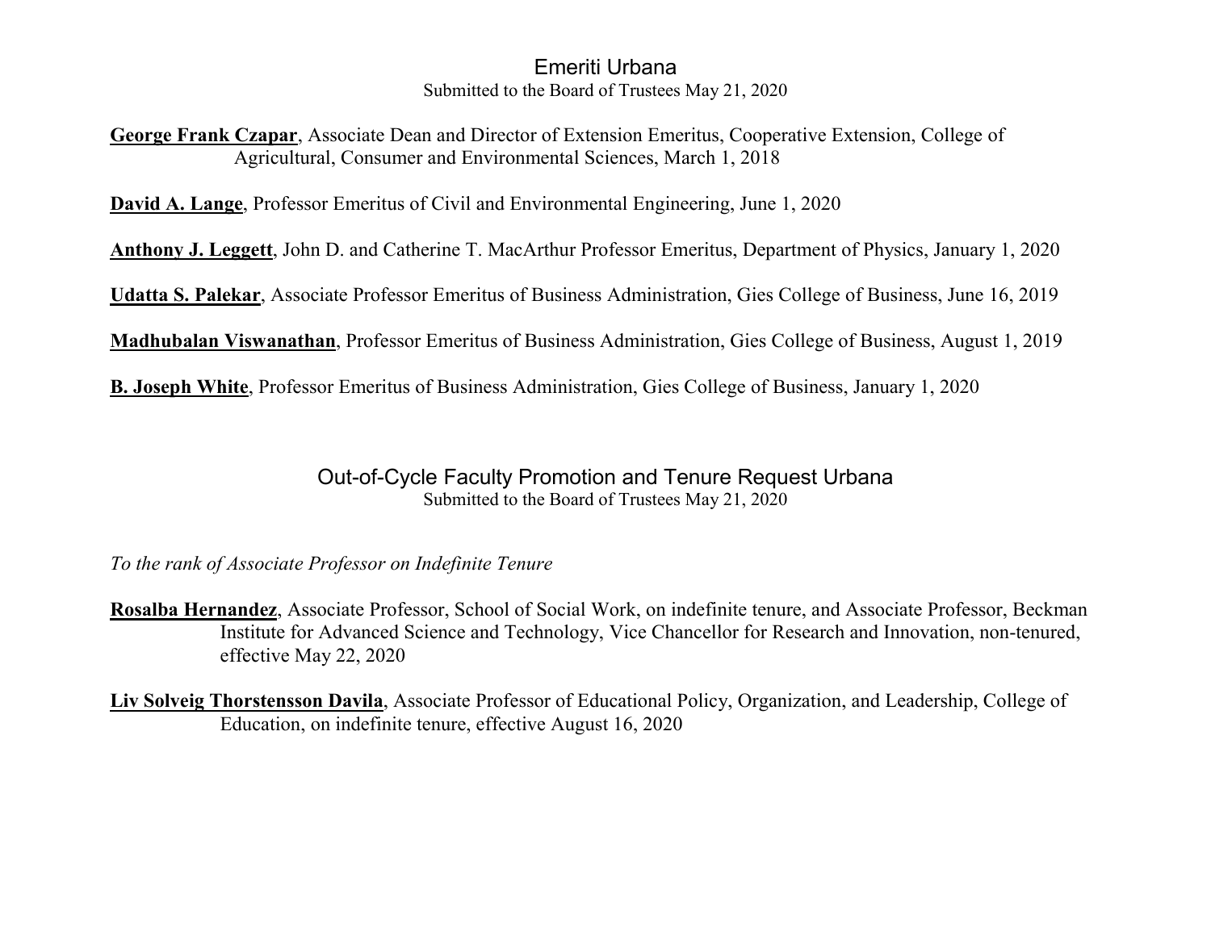## Emeriti Urbana

Submitted to the Board of Trustees May 21, 2020

**George Frank Czapar**, Associate Dean and Director of Extension Emeritus, Cooperative Extension, College of Agricultural, Consumer and Environmental Sciences, March 1, 2018

**David A. Lange**, Professor Emeritus of Civil and Environmental Engineering, June 1, 2020

**Anthony J. Leggett**, John D. and Catherine T. MacArthur Professor Emeritus, Department of Physics, January 1, 2020

**Udatta S. Palekar**, Associate Professor Emeritus of Business Administration, Gies College of Business, June 16, 2019

**Madhubalan Viswanathan**, Professor Emeritus of Business Administration, Gies College of Business, August 1, 2019

**B. Joseph White**, Professor Emeritus of Business Administration, Gies College of Business, January 1, 2020

## Out-of-Cycle Faculty Promotion and Tenure Request Urbana

Submitted to the Board of Trustees May 21, 2020

*To the rank of Associate Professor on Indefinite Tenure*

**Rosalba Hernandez**, Associate Professor, School of Social Work, on indefinite tenure, and Associate Professor, Beckman Institute for Advanced Science and Technology, Vice Chancellor for Research and Innovation, non-tenured, effective May 22, 2020

**Liv Solveig Thorstensson Davila**, Associate Professor of Educational Policy, Organization, and Leadership, College of Education, on indefinite tenure, effective August 16, 2020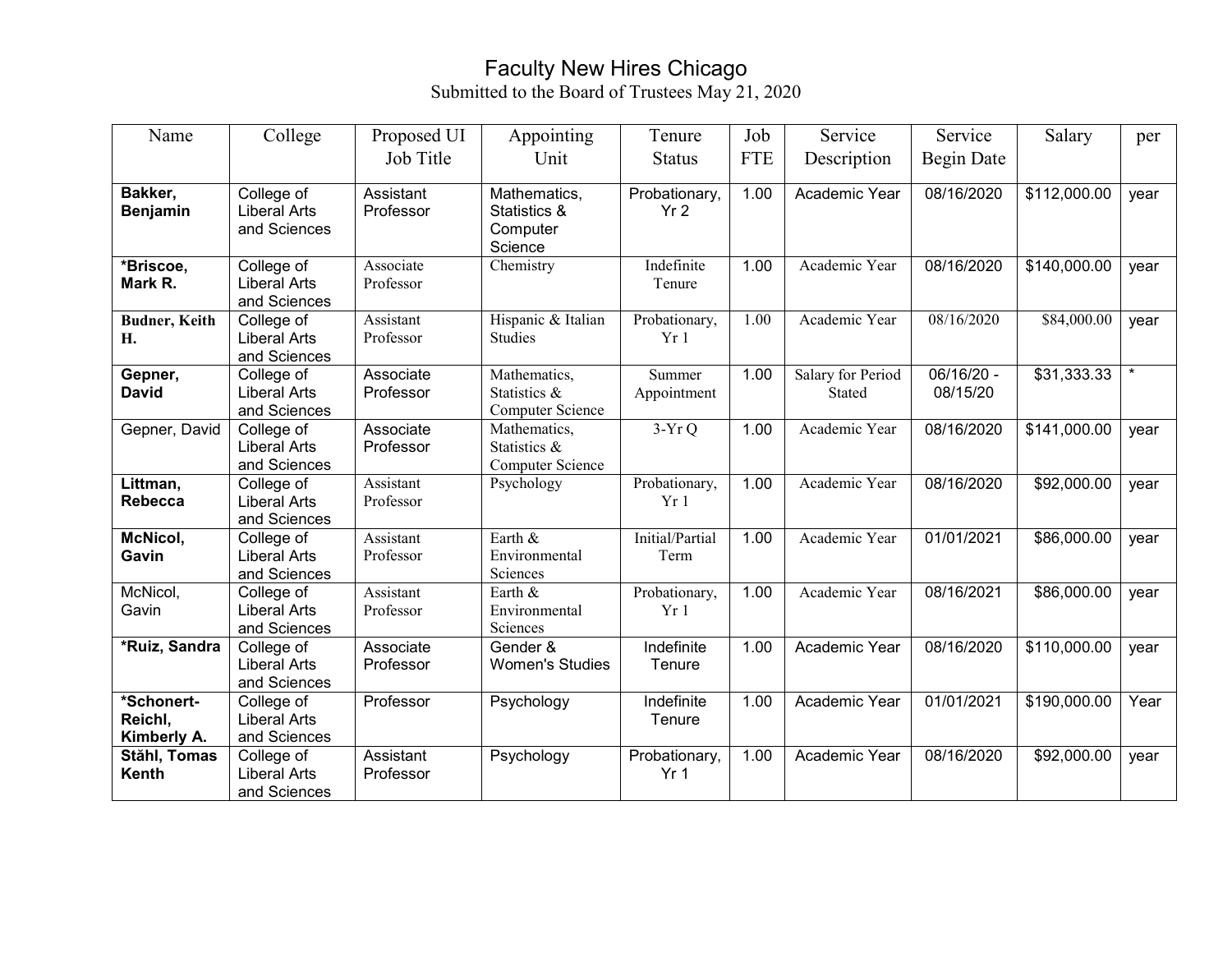# Faculty New Hires Chicago

Submitted to the Board of Trustees May 21, 2020

| Name | College | Proposed UI Job Title | Appointing Unit | Tenure Status | Job FTE | Service Description | Service Begin Date | Salary | per |
|---|---|---|---|---|---|---|---|---|---|
| **Bakker, Benjamin** | College of Liberal Arts and Sciences | Assistant Professor | Mathematics, Statistics & Computer Science | Probationary, Yr 2 | 1.00 | Academic Year | 08/16/2020 | $112,000.00 | year |
| ***Briscoe, Mark R.** | College of Liberal Arts and Sciences | Associate Professor | Chemistry | Indefinite Tenure | 1.00 | Academic Year | 08/16/2020 | $140,000.00 | year |
| **Budner, Keith H.** | College of Liberal Arts and Sciences | Assistant Professor | Hispanic & Italian Studies | Probationary, Yr 1 | 1.00 | Academic Year | 08/16/2020 | $84,000.00 | year |
| **Gepner, David** | College of Liberal Arts and Sciences | Associate Professor | Mathematics, Statistics & Computer Science | Summer Appointment | 1.00 | Salary for Period Stated | 06/16/20 - 08/15/20 | $31,333.33 | * |
| Gepner, David | College of Liberal Arts and Sciences | Associate Professor | Mathematics, Statistics & Computer Science | 3-Yr Q | 1.00 | Academic Year | 08/16/2020 | $141,000.00 | year |
| **Littman, Rebecca** | College of Liberal Arts and Sciences | Assistant Professor | Psychology | Probationary, Yr 1 | 1.00 | Academic Year | 08/16/2020 | $92,000.00 | year |
| **McNicol, Gavin** | College of Liberal Arts and Sciences | Assistant Professor | Earth & Environmental Sciences | Initial/Partial Term | 1.00 | Academic Year | 01/01/2021 | $86,000.00 | year |
| McNicol, Gavin | College of Liberal Arts and Sciences | Assistant Professor | Earth & Environmental Sciences | Probationary, Yr 1 | 1.00 | Academic Year | 08/16/2021 | $86,000.00 | year |
| ***Ruiz, Sandra** | College of Liberal Arts and Sciences | Associate Professor | Gender & Women's Studies | Indefinite Tenure | 1.00 | Academic Year | 08/16/2020 | $110,000.00 | year |
| ***Schonert-Reichl, Kimberly A.** | College of Liberal Arts and Sciences | Professor | Psychology | Indefinite Tenure | 1.00 | Academic Year | 01/01/2021 | $190,000.00 | Year |
| **Stăhl, Tomas Kenth** | College of Liberal Arts and Sciences | Assistant Professor | Psychology | Probationary, Yr 1 | 1.00 | Academic Year | 08/16/2020 | $92,000.00 | year |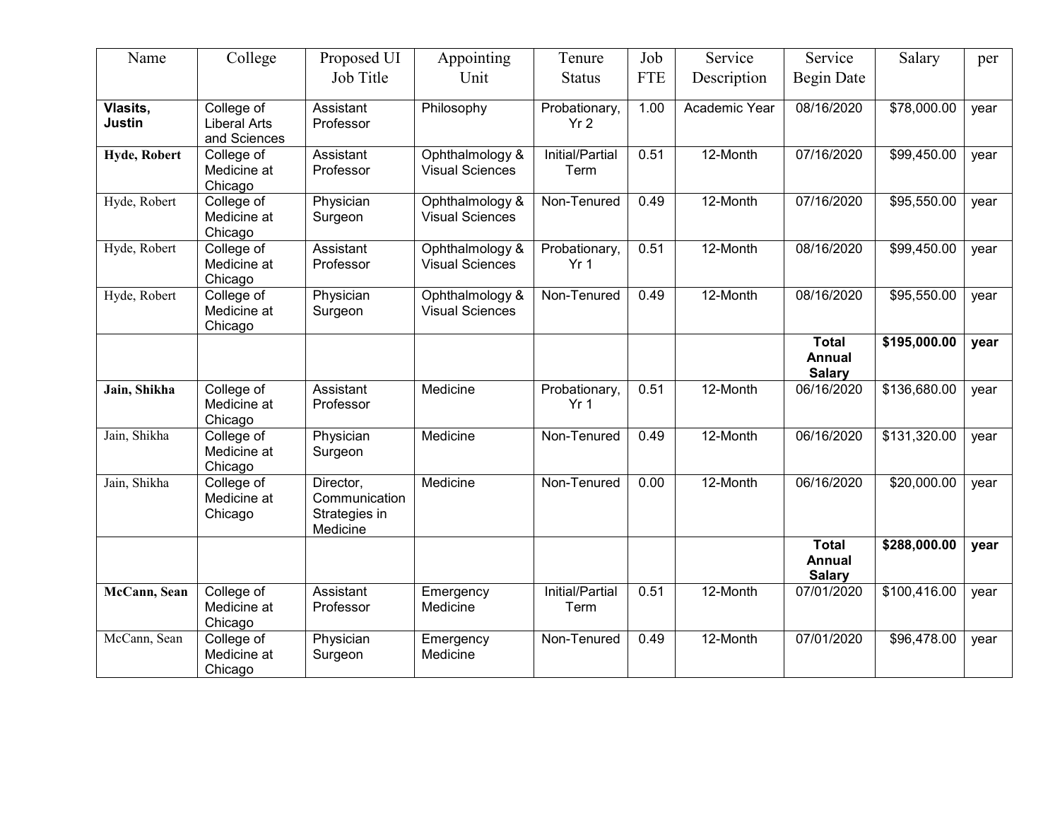| Name | College | Proposed UI Job Title | Appointing Unit | Tenure Status | Job FTE | Service Description | Service Begin Date | Salary | per |
|---|---|---|---|---|---|---|---|---|---|
| **Vlasits, Justin** | College of Liberal Arts and Sciences | Assistant Professor | Philosophy | Probationary, Yr 2 | 1.00 | Academic Year | 08/16/2020 | $78,000.00 | year |
| **Hyde, Robert** | College of Medicine at Chicago | Assistant Professor | Ophthalmology & Visual Sciences | Initial/Partial Term | 0.51 | 12-Month | 07/16/2020 | $99,450.00 | year |
| Hyde, Robert | College of Medicine at Chicago | Physician Surgeon | Ophthalmology & Visual Sciences | Non-Tenured | 0.49 | 12-Month | 07/16/2020 | $95,550.00 | year |
| Hyde, Robert | College of Medicine at Chicago | Assistant Professor | Ophthalmology & Visual Sciences | Probationary, Yr 1 | 0.51 | 12-Month | 08/16/2020 | $99,450.00 | year |
| Hyde, Robert | College of Medicine at Chicago | Physician Surgeon | Ophthalmology & Visual Sciences | Non-Tenured | 0.49 | 12-Month | 08/16/2020 | $95,550.00 | year |
| | | | | | | | **Total Annual Salary** | **$195,000.00** | **year** |
| **Jain, Shikha** | College of Medicine at Chicago | Assistant Professor | Medicine | Probationary, Yr 1 | 0.51 | 12-Month | 06/16/2020 | $136,680.00 | year |
| Jain, Shikha | College of Medicine at Chicago | Physician Surgeon | Medicine | Non-Tenured | 0.49 | 12-Month | 06/16/2020 | $131,320.00 | year |
| Jain, Shikha | College of Medicine at Chicago | Director, Communication Strategies in Medicine | Medicine | Non-Tenured | 0.00 | 12-Month | 06/16/2020 | $20,000.00 | year |
| | | | | | | | **Total Annual Salary** | **$288,000.00** | **year** |
| **McCann, Sean** | College of Medicine at Chicago | Assistant Professor | Emergency Medicine | Initial/Partial Term | 0.51 | 12-Month | 07/01/2020 | $100,416.00 | year |
| McCann, Sean | College of Medicine at Chicago | Physician Surgeon | Emergency Medicine | Non-Tenured | 0.49 | 12-Month | 07/01/2020 | $96,478.00 | year |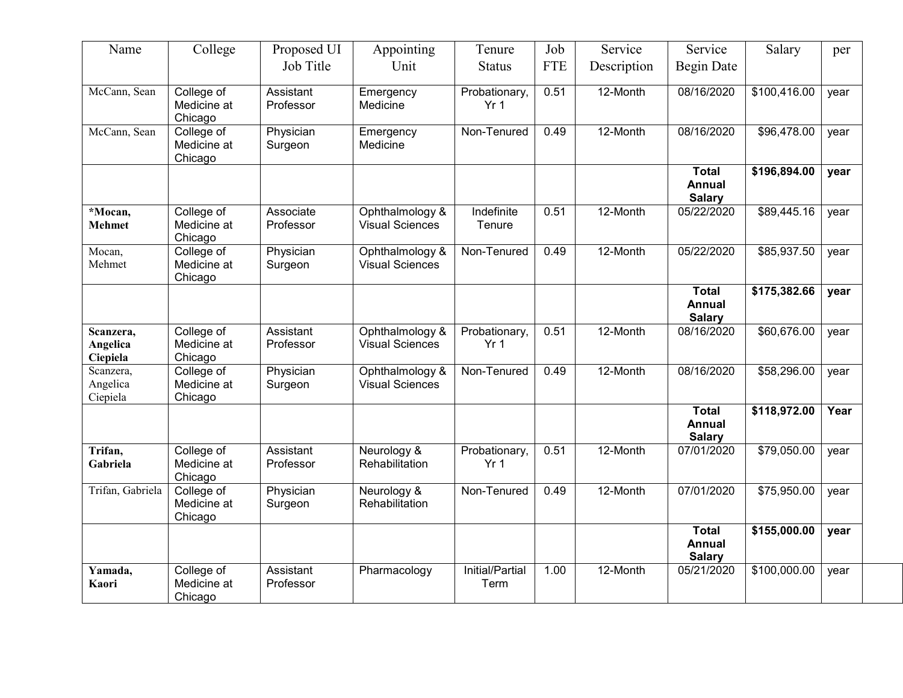| Name | College | Proposed UI Job Title | Appointing Unit | Tenure Status | Job FTE | Service Description | Service Begin Date | Salary | per |
|---|---|---|---|---|---|---|---|---|---|
| McCann, Sean | College of Medicine at Chicago | Assistant Professor | Emergency Medicine | Probationary, Yr 1 | 0.51 | 12-Month | 08/16/2020 | $100,416.00 | year |
| McCann, Sean | College of Medicine at Chicago | Physician Surgeon | Emergency Medicine | Non-Tenured | 0.49 | 12-Month | 08/16/2020 | $96,478.00 | year |
| | | | | | | | **Total Annual Salary** | **$196,894.00** | **year** |
| **\*Mocan, Mehmet** | College of Medicine at Chicago | Associate Professor | Ophthalmology & Visual Sciences | Indefinite Tenure | 0.51 | 12-Month | 05/22/2020 | $89,445.16 | year |
| Mocan, Mehmet | College of Medicine at Chicago | Physician Surgeon | Ophthalmology & Visual Sciences | Non-Tenured | 0.49 | 12-Month | 05/22/2020 | $85,937.50 | year |
| | | | | | | | **Total Annual Salary** | **$175,382.66** | **year** |
| **Scanzera, Angelica Ciepiela** | College of Medicine at Chicago | Assistant Professor | Ophthalmology & Visual Sciences | Probationary, Yr 1 | 0.51 | 12-Month | 08/16/2020 | $60,676.00 | year |
| Scanzera, Angelica Ciepiela | College of Medicine at Chicago | Physician Surgeon | Ophthalmology & Visual Sciences | Non-Tenured | 0.49 | 12-Month | 08/16/2020 | $58,296.00 | year |
| | | | | | | | **Total Annual Salary** | **$118,972.00** | **Year** |
| **Trifan, Gabriela** | College of Medicine at Chicago | Assistant Professor | Neurology & Rehabilitation | Probationary, Yr 1 | 0.51 | 12-Month | 07/01/2020 | $79,050.00 | year |
| Trifan, Gabriela | College of Medicine at Chicago | Physician Surgeon | Neurology & Rehabilitation | Non-Tenured | 0.49 | 12-Month | 07/01/2020 | $75,950.00 | year |
| | | | | | | | **Total Annual Salary** | **$155,000.00** | **year** |
| **Yamada, Kaori** | College of Medicine at Chicago | Assistant Professor | Pharmacology | Initial/Partial Term | 1.00 | 12-Month | 05/21/2020 | $100,000.00 | year |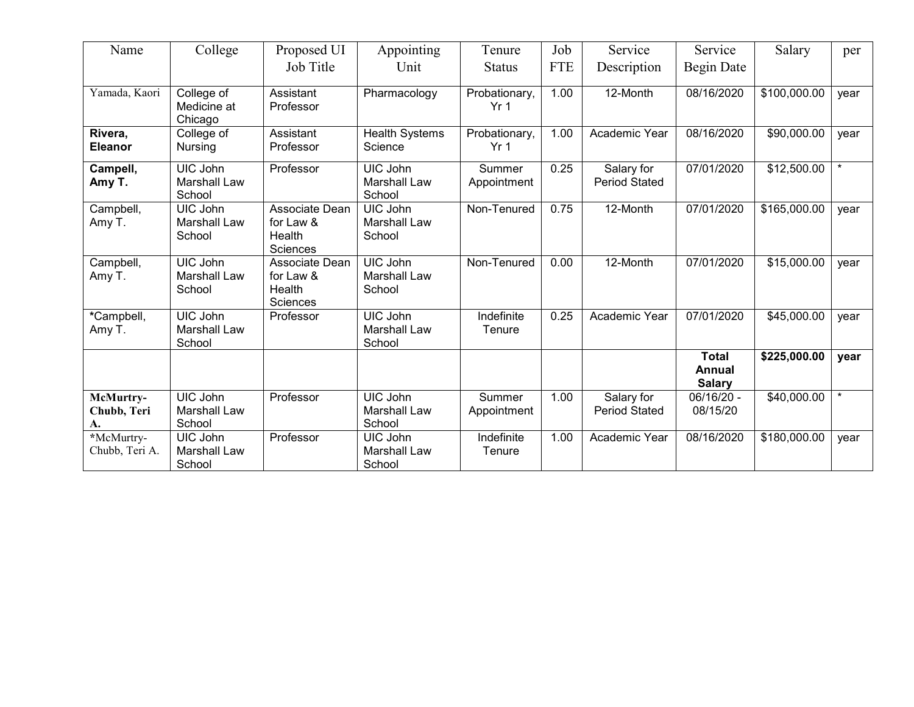| Name | College | Proposed UI Job Title | Appointing Unit | Tenure Status | Job FTE | Service Description | Service Begin Date | Salary | per |
|---|---|---|---|---|---|---|---|---|---|
| Yamada, Kaori | College of Medicine at Chicago | Assistant Professor | Pharmacology | Probationary, Yr 1 | 1.00 | 12-Month | 08/16/2020 | $100,000.00 | year |
| **Rivera, Eleanor** | College of Nursing | Assistant Professor | Health Systems Science | Probationary, Yr 1 | 1.00 | Academic Year | 08/16/2020 | $90,000.00 | year |
| **Campell, Amy T.** | UIC John Marshall Law School | Professor | UIC John Marshall Law School | Summer Appointment | 0.25 | Salary for Period Stated | 07/01/2020 | $12,500.00 | * |
| Campbell, Amy T. | UIC John Marshall Law School | Associate Dean for Law & Health Sciences | UIC John Marshall Law School | Non-Tenured | 0.75 | 12-Month | 07/01/2020 | $165,000.00 | year |
| Campbell, Amy T. | UIC John Marshall Law School | Associate Dean for Law & Health Sciences | UIC John Marshall Law School | Non-Tenured | 0.00 | 12-Month | 07/01/2020 | $15,000.00 | year |
| *Campbell, Amy T. | UIC John Marshall Law School | Professor | UIC John Marshall Law School | Indefinite Tenure | 0.25 | Academic Year | 07/01/2020 | $45,000.00 | year |
| | | | | | | | **Total Annual Salary** | **$225,000.00** | **year** |
| **McMurtry-Chubb, Teri A.** | UIC John Marshall Law School | Professor | UIC John Marshall Law School | Summer Appointment | 1.00 | Salary for Period Stated | 06/16/20 - 08/15/20 | $40,000.00 | * |
| *McMurtry-Chubb, Teri A. | UIC John Marshall Law School | Professor | UIC John Marshall Law School | Indefinite Tenure | 1.00 | Academic Year | 08/16/2020 | $180,000.00 | year |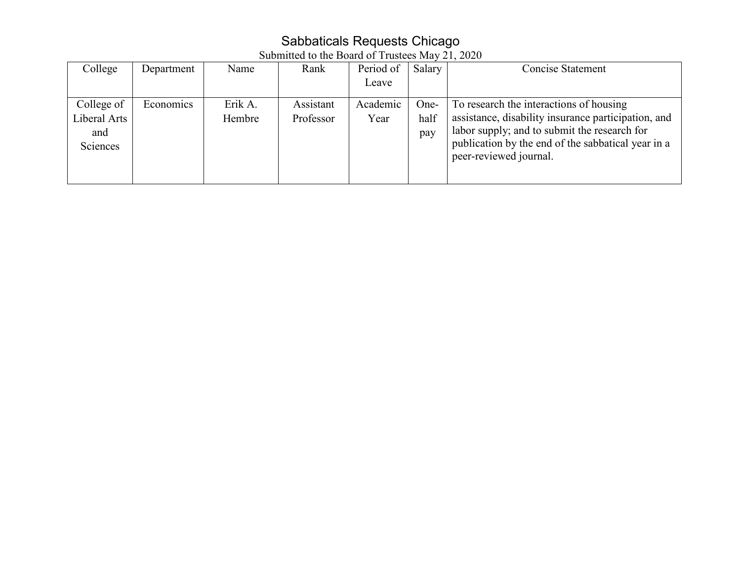# Sabbaticals Requests Chicago

Submitted to the Board of Trustees May 21, 2020

| College | Department | Name | Rank | Period of Leave | Salary | Concise Statement |
|---|---|---|---|---|---|---|
| College of Liberal Arts and Sciences | Economics | Erik A. Hembre | Assistant Professor | Academic Year | One-half pay | To research the interactions of housing assistance, disability insurance participation, and labor supply; and to submit the research for publication by the end of the sabbatical year in a peer-reviewed journal. |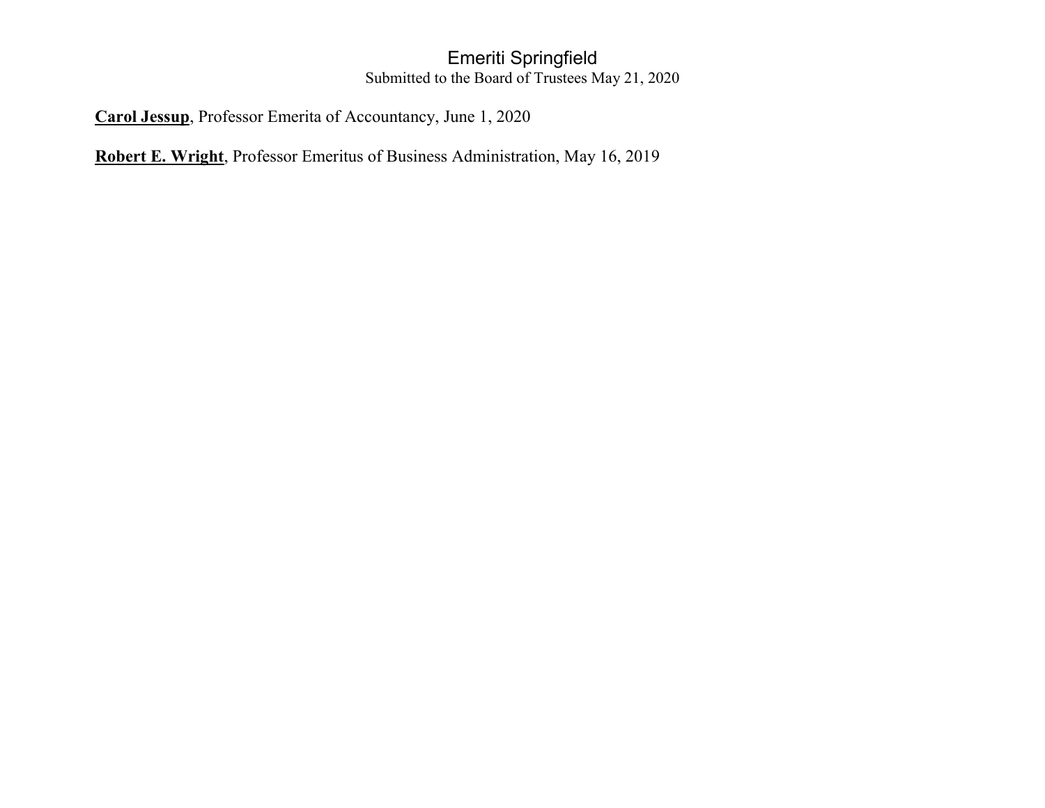# Emeriti Springfield

Submitted to the Board of Trustees May 21, 2020

**Carol Jessup**, Professor Emerita of Accountancy, June 1, 2020

**Robert E. Wright**, Professor Emeritus of Business Administration, May 16, 2019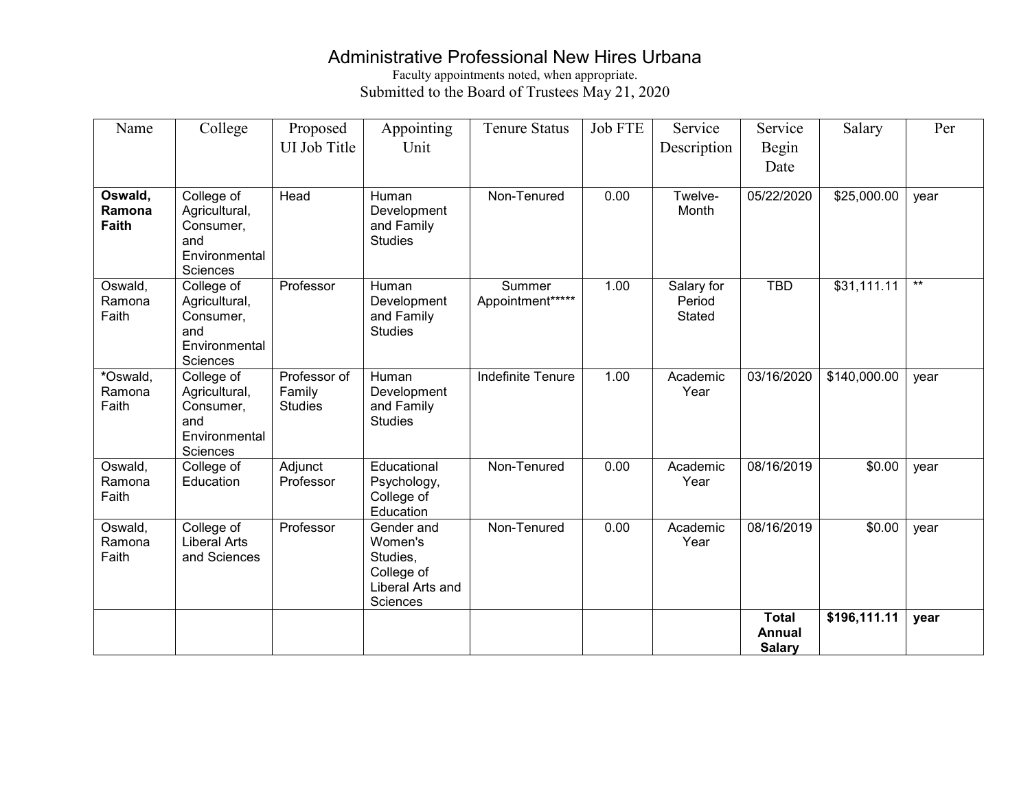# Administrative Professional New Hires Urbana

Faculty appointments noted, when appropriate.

Submitted to the Board of Trustees May 21, 2020

| Name | College | Proposed UI Job Title | Appointing Unit | Tenure Status | Job FTE | Service Description | Service Begin Date | Salary | Per |
|---|---|---|---|---|---|---|---|---|---|
| **Oswald, Ramona Faith** | College of Agricultural, Consumer, and Environmental Sciences | Head | Human Development and Family Studies | Non-Tenured | 0.00 | Twelve-Month | 05/22/2020 | $25,000.00 | year |
| Oswald, Ramona Faith | College of Agricultural, Consumer, and Environmental Sciences | Professor | Human Development and Family Studies | Summer Appointment***** | 1.00 | Salary for Period Stated | TBD | $31,111.11 | ** |
| *Oswald, Ramona Faith | College of Agricultural, Consumer, and Environmental Sciences | Professor of Family Studies | Human Development and Family Studies | Indefinite Tenure | 1.00 | Academic Year | 03/16/2020 | $140,000.00 | year |
| Oswald, Ramona Faith | College of Education | Adjunct Professor | Educational Psychology, College of Education | Non-Tenured | 0.00 | Academic Year | 08/16/2019 | $0.00 | year |
| Oswald, Ramona Faith | College of Liberal Arts and Sciences | Professor | Gender and Women's Studies, College of Liberal Arts and Sciences | Non-Tenured | 0.00 | Academic Year | 08/16/2019 | $0.00 | year |
| | | | | | | | **Total Annual Salary** | **$196,111.11** | **year** |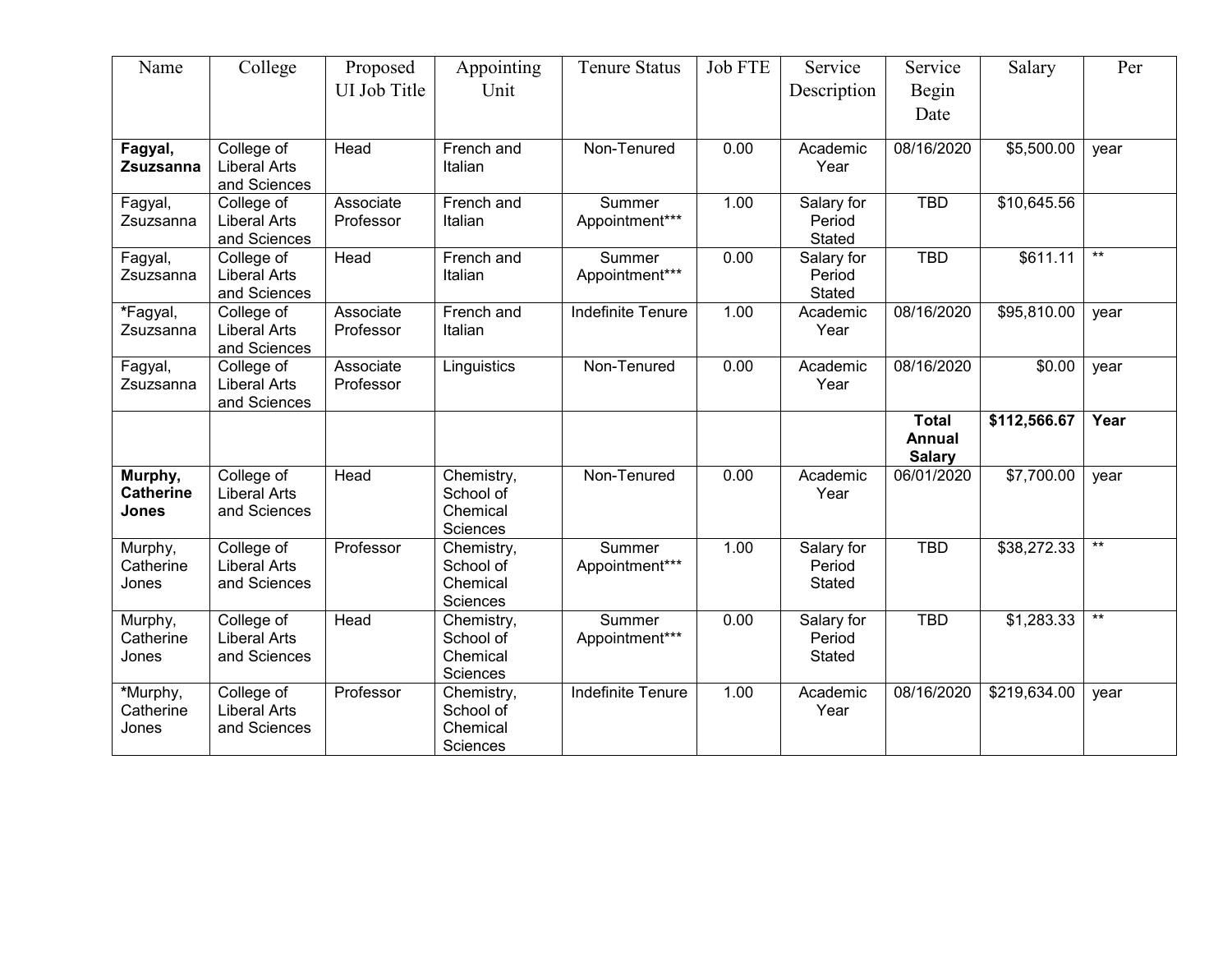| Name | College | Proposed UI Job Title | Appointing Unit | Tenure Status | Job FTE | Service Description | Service Begin Date | Salary | Per |
|---|---|---|---|---|---|---|---|---|---|
| **Fagyal, Zsuzsanna** | College of Liberal Arts and Sciences | Head | French and Italian | Non-Tenured | 0.00 | Academic Year | 08/16/2020 | $5,500.00 | year |
| Fagyal, Zsuzsanna | College of Liberal Arts and Sciences | Associate Professor | French and Italian | Summer Appointment*** | 1.00 | Salary for Period Stated | TBD | $10,645.56 | |
| Fagyal, Zsuzsanna | College of Liberal Arts and Sciences | Head | French and Italian | Summer Appointment*** | 0.00 | Salary for Period Stated | TBD | $611.11 | ** |
| *Fagyal, Zsuzsanna | College of Liberal Arts and Sciences | Associate Professor | French and Italian | Indefinite Tenure | 1.00 | Academic Year | 08/16/2020 | $95,810.00 | year |
| Fagyal, Zsuzsanna | College of Liberal Arts and Sciences | Associate Professor | Linguistics | Non-Tenured | 0.00 | Academic Year | 08/16/2020 | $0.00 | year |
| | | | | | | | **Total Annual Salary** | **$112,566.67** | **Year** |
| **Murphy, Catherine Jones** | College of Liberal Arts and Sciences | Head | Chemistry, School of Chemical Sciences | Non-Tenured | 0.00 | Academic Year | 06/01/2020 | $7,700.00 | year |
| Murphy, Catherine Jones | College of Liberal Arts and Sciences | Professor | Chemistry, School of Chemical Sciences | Summer Appointment*** | 1.00 | Salary for Period Stated | TBD | $38,272.33 | ** |
| Murphy, Catherine Jones | College of Liberal Arts and Sciences | Head | Chemistry, School of Chemical Sciences | Summer Appointment*** | 0.00 | Salary for Period Stated | TBD | $1,283.33 | ** |
| *Murphy, Catherine Jones | College of Liberal Arts and Sciences | Professor | Chemistry, School of Chemical Sciences | Indefinite Tenure | 1.00 | Academic Year | 08/16/2020 | $219,634.00 | year |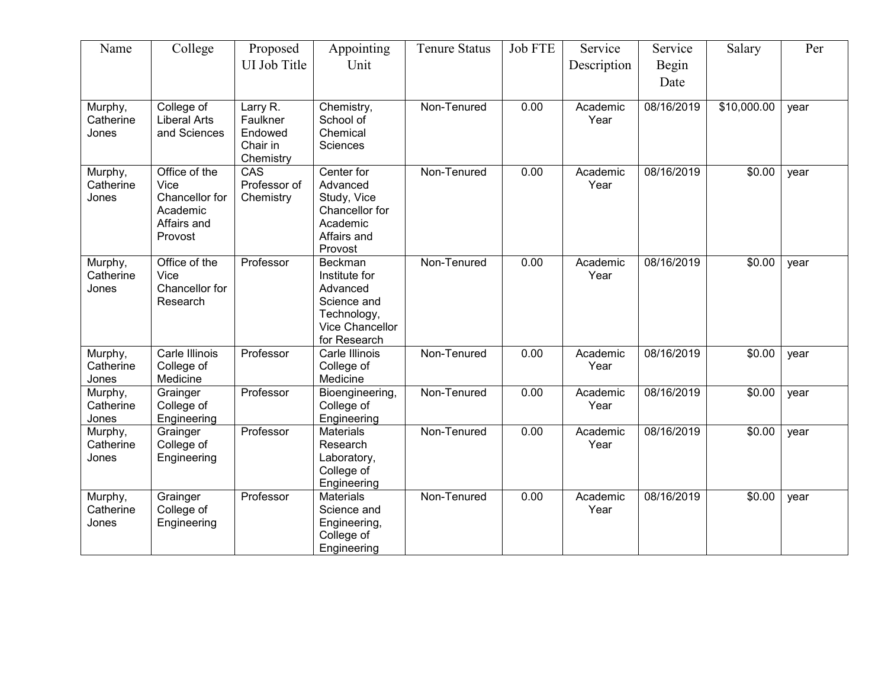| Name | College | Proposed UI Job Title | Appointing Unit | Tenure Status | Job FTE | Service Description | Service Begin Date | Salary | Per |
|---|---|---|---|---|---|---|---|---|---|
| Murphy, Catherine Jones | College of Liberal Arts and Sciences | Larry R. Faulkner Endowed Chair in Chemistry | Chemistry, School of Chemical Sciences | Non-Tenured | 0.00 | Academic Year | 08/16/2019 | $10,000.00 | year |
| Murphy, Catherine Jones | Office of the Vice Chancellor for Academic Affairs and Provost | CAS Professor of Chemistry | Center for Advanced Study, Vice Chancellor for Academic Affairs and Provost | Non-Tenured | 0.00 | Academic Year | 08/16/2019 | $0.00 | year |
| Murphy, Catherine Jones | Office of the Vice Chancellor for Research | Professor | Beckman Institute for Advanced Science and Technology, Vice Chancellor for Research | Non-Tenured | 0.00 | Academic Year | 08/16/2019 | $0.00 | year |
| Murphy, Catherine Jones | Carle Illinois College of Medicine | Professor | Carle Illinois College of Medicine | Non-Tenured | 0.00 | Academic Year | 08/16/2019 | $0.00 | year |
| Murphy, Catherine Jones | Grainger College of Engineering | Professor | Bioengineering, College of Engineering | Non-Tenured | 0.00 | Academic Year | 08/16/2019 | $0.00 | year |
| Murphy, Catherine Jones | Grainger College of Engineering | Professor | Materials Research Laboratory, College of Engineering | Non-Tenured | 0.00 | Academic Year | 08/16/2019 | $0.00 | year |
| Murphy, Catherine Jones | Grainger College of Engineering | Professor | Materials Science and Engineering, College of Engineering | Non-Tenured | 0.00 | Academic Year | 08/16/2019 | $0.00 | year |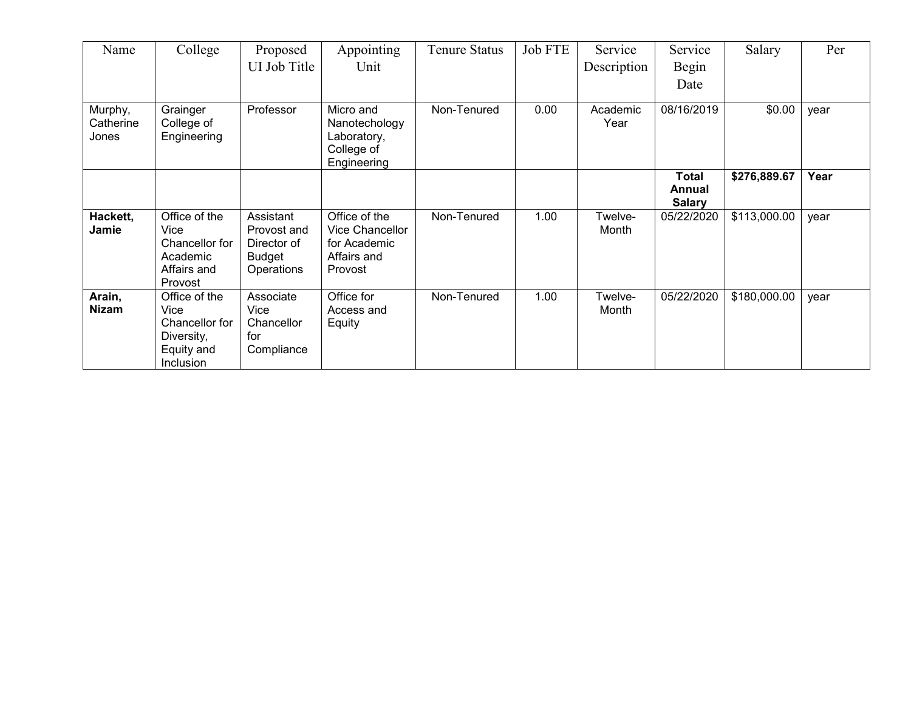| Name | College | Proposed UI Job Title | Appointing Unit | Tenure Status | Job FTE | Service Description | Service Begin Date | Salary | Per |
|---|---|---|---|---|---|---|---|---|---|
| Murphy, Catherine Jones | Grainger College of Engineering | Professor | Micro and Nanotechology Laboratory, College of Engineering | Non-Tenured | 0.00 | Academic Year | 08/16/2019 | $0.00 | year |
| | | | | | | | **Total Annual Salary** | **$276,889.67** | **Year** |
| **Hackett, Jamie** | Office of the Vice Chancellor for Academic Affairs and Provost | Assistant Provost and Director of Budget Operations | Office of the Vice Chancellor for Academic Affairs and Provost | Non-Tenured | 1.00 | Twelve-Month | 05/22/2020 | $113,000.00 | year |
| **Arain, Nizam** | Office of the Vice Chancellor for Diversity, Equity and Inclusion | Associate Vice Chancellor for Compliance | Office for Access and Equity | Non-Tenured | 1.00 | Twelve-Month | 05/22/2020 | $180,000.00 | year |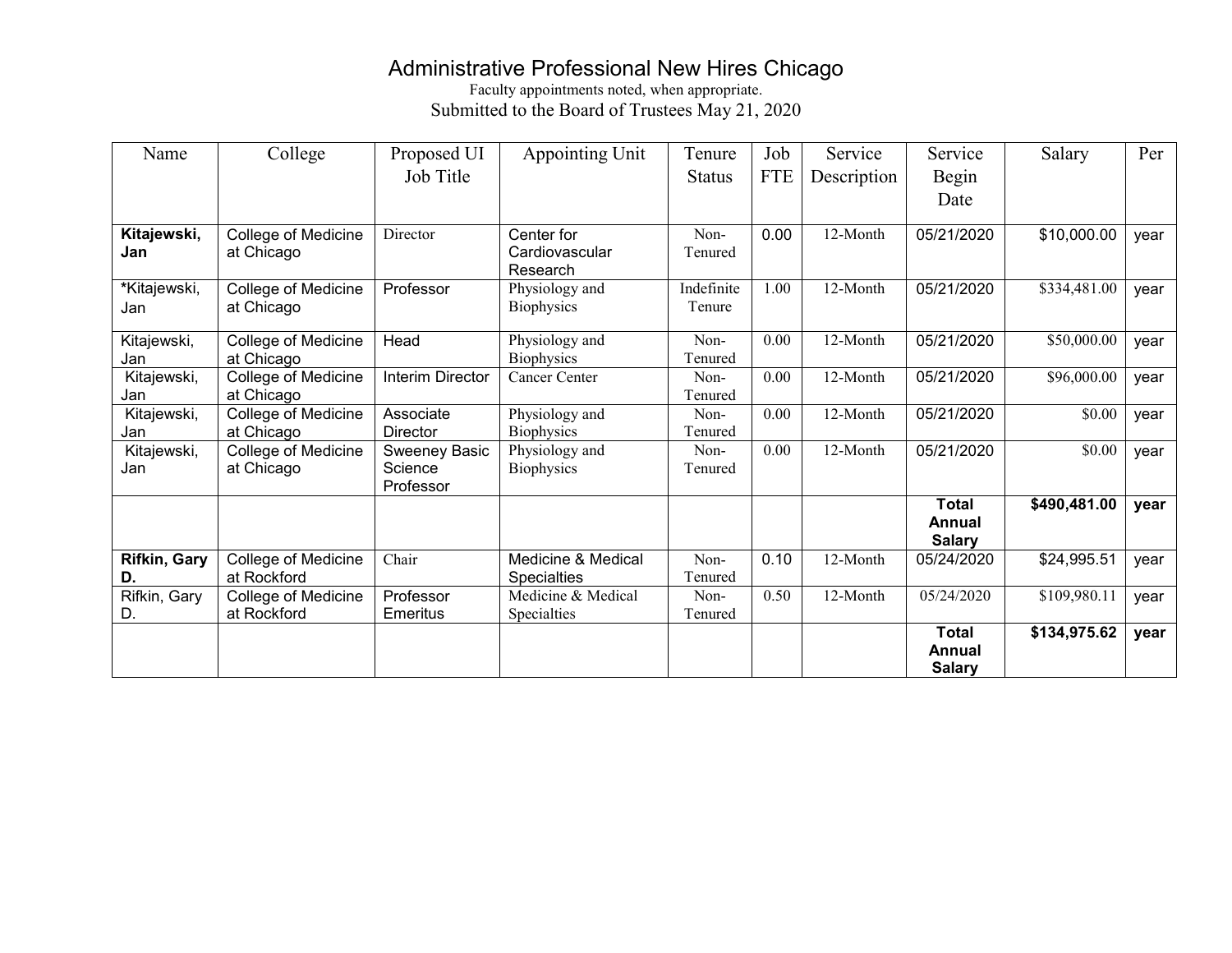# Administrative Professional New Hires Chicago

Faculty appointments noted, when appropriate.

Submitted to the Board of Trustees May 21, 2020

| Name | College | Proposed UI Job Title | Appointing Unit | Tenure Status | Job FTE | Service Description | Service Begin Date | Salary | Per |
|---|---|---|---|---|---|---|---|---|---|
| **Kitajewski, Jan** | College of Medicine at Chicago | Director | Center for Cardiovascular Research | Non-Tenured | 0.00 | 12-Month | 05/21/2020 | $10,000.00 | year |
| *Kitajewski, Jan | College of Medicine at Chicago | Professor | Physiology and Biophysics | Indefinite Tenure | 1.00 | 12-Month | 05/21/2020 | $334,481.00 | year |
| Kitajewski, Jan | College of Medicine at Chicago | Head | Physiology and Biophysics | Non-Tenured | 0.00 | 12-Month | 05/21/2020 | $50,000.00 | year |
| Kitajewski, Jan | College of Medicine at Chicago | Interim Director | Cancer Center | Non-Tenured | 0.00 | 12-Month | 05/21/2020 | $96,000.00 | year |
| Kitajewski, Jan | College of Medicine at Chicago | Associate Director | Physiology and Biophysics | Non-Tenured | 0.00 | 12-Month | 05/21/2020 | $0.00 | year |
| Kitajewski, Jan | College of Medicine at Chicago | Sweeney Basic Science Professor | Physiology and Biophysics | Non-Tenured | 0.00 | 12-Month | 05/21/2020 | $0.00 | year |
| | | | | | | | **Total Annual Salary** | **$490,481.00** | **year** |
| **Rifkin, Gary D.** | College of Medicine at Rockford | Chair | Medicine & Medical Specialties | Non-Tenured | 0.10 | 12-Month | 05/24/2020 | $24,995.51 | year |
| Rifkin, Gary D. | College of Medicine at Rockford | Professor Emeritus | Medicine & Medical Specialties | Non-Tenured | 0.50 | 12-Month | 05/24/2020 | $109,980.11 | year |
| | | | | | | | **Total Annual Salary** | **$134,975.62** | **year** |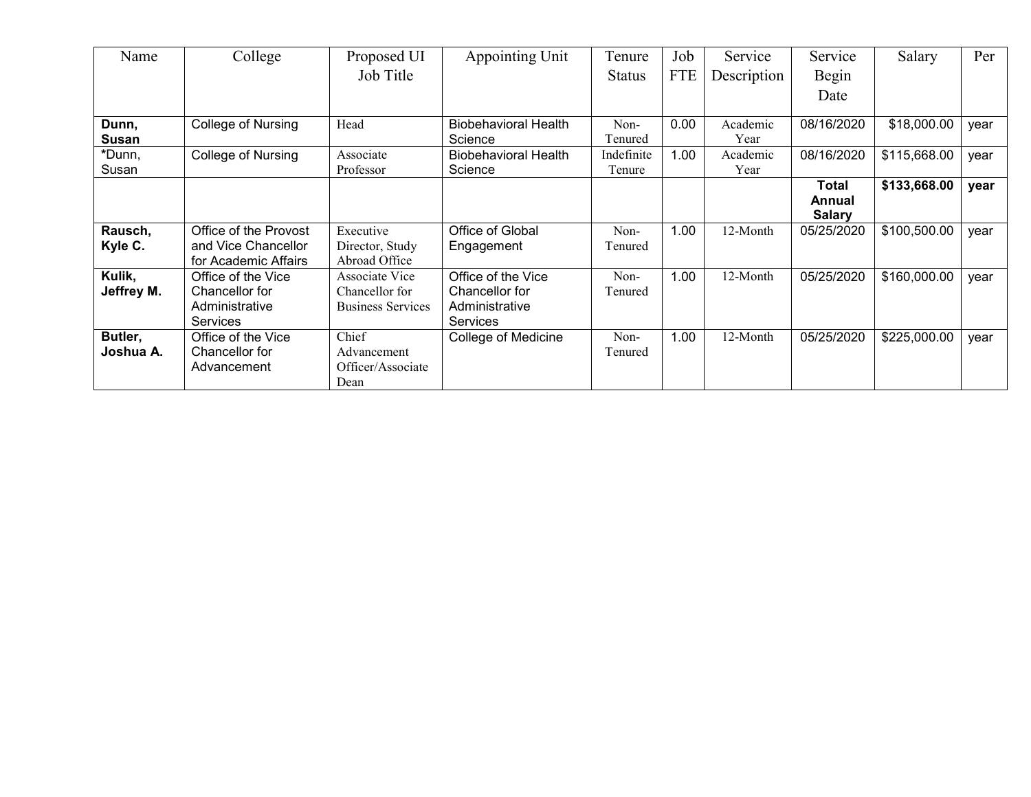| Name | College | Proposed UI Job Title | Appointing Unit | Tenure Status | Job FTE | Service Description | Service Begin Date | Salary | Per |
|---|---|---|---|---|---|---|---|---|---|
| **Dunn, Susan** | College of Nursing | Head | Biobehavioral Health Science | Non-Tenured | 0.00 | Academic Year | 08/16/2020 | $18,000.00 | year |
| *Dunn, Susan | College of Nursing | Associate Professor | Biobehavioral Health Science | Indefinite Tenure | 1.00 | Academic Year | 08/16/2020 | $115,668.00 | year |
| | | | | | | | **Total Annual Salary** | **$133,668.00** | **year** |
| **Rausch, Kyle C.** | Office of the Provost and Vice Chancellor for Academic Affairs | Executive Director, Study Abroad Office | Office of Global Engagement | Non-Tenured | 1.00 | 12-Month | 05/25/2020 | $100,500.00 | year |
| **Kulik, Jeffrey M.** | Office of the Vice Chancellor for Administrative Services | Associate Vice Chancellor for Business Services | Office of the Vice Chancellor for Administrative Services | Non-Tenured | 1.00 | 12-Month | 05/25/2020 | $160,000.00 | year |
| **Butler, Joshua A.** | Office of the Vice Chancellor for Advancement | Chief Advancement Officer/Associate Dean | College of Medicine | Non-Tenured | 1.00 | 12-Month | 05/25/2020 | $225,000.00 | year |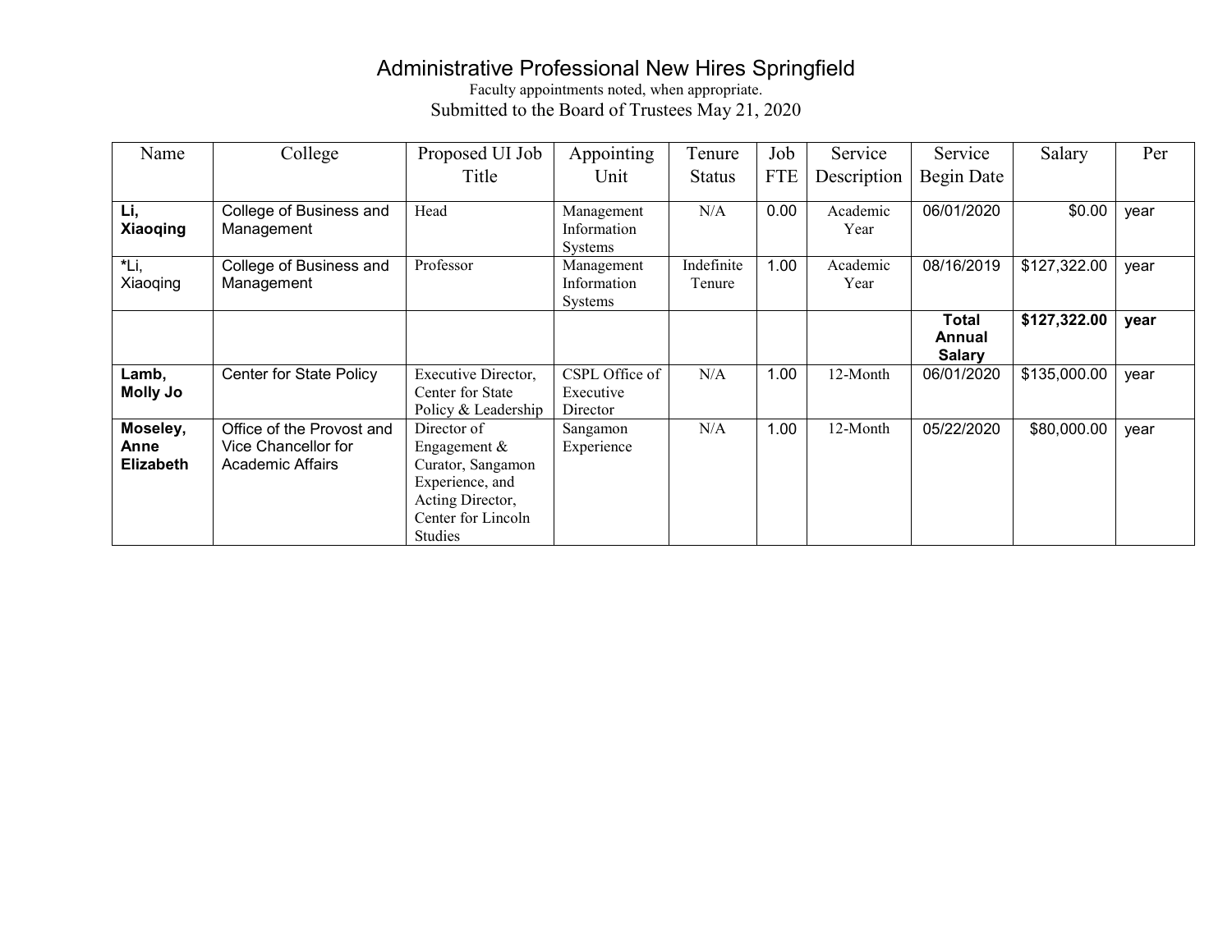# Administrative Professional New Hires Springfield

Faculty appointments noted, when appropriate.

Submitted to the Board of Trustees May 21, 2020

| Name | College | Proposed UI Job Title | Appointing Unit | Tenure Status | Job FTE | Service Description | Service Begin Date | Salary | Per |
|---|---|---|---|---|---|---|---|---|---|
| **Li, Xiaoqing** | College of Business and Management | Head | Management Information Systems | N/A | 0.00 | Academic Year | 06/01/2020 | $0.00 | year |
| *Li, Xiaoqing | College of Business and Management | Professor | Management Information Systems | Indefinite Tenure | 1.00 | Academic Year | 08/16/2019 | $127,322.00 | year |
| | | | | | | | **Total Annual Salary** | **$127,322.00** | **year** |
| **Lamb, Molly Jo** | Center for State Policy | Executive Director, Center for State Policy & Leadership | CSPL Office of Executive Director | N/A | 1.00 | 12-Month | 06/01/2020 | $135,000.00 | year |
| **Moseley, Anne Elizabeth** | Office of the Provost and Vice Chancellor for Academic Affairs | Director of Engagement & Curator, Sangamon Experience, and Acting Director, Center for Lincoln Studies | Sangamon Experience | N/A | 1.00 | 12-Month | 05/22/2020 | $80,000.00 | year |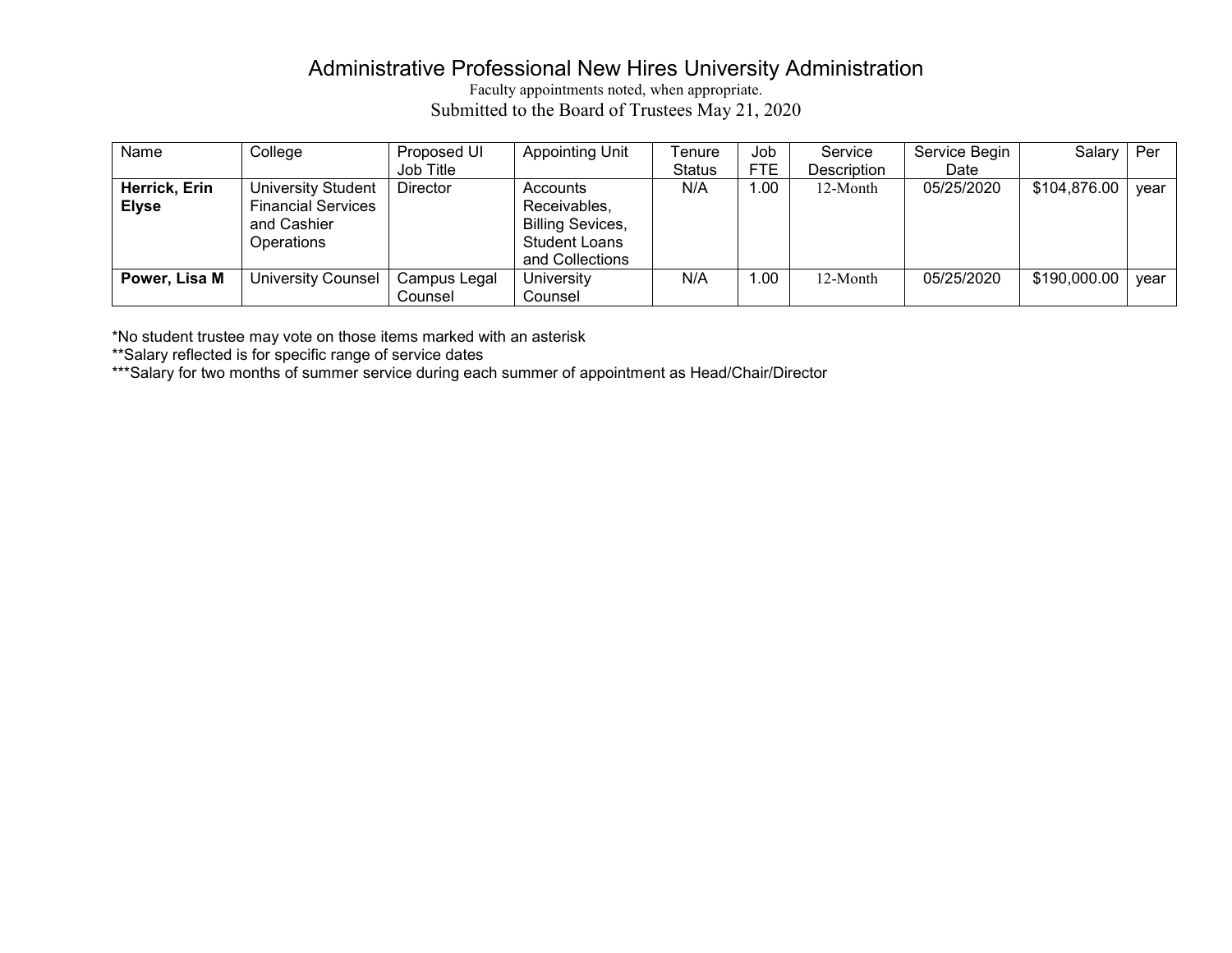# Administrative Professional New Hires University Administration

Faculty appointments noted, when appropriate.

Submitted to the Board of Trustees May 21, 2020

| Name | College | Proposed UI Job Title | Appointing Unit | Tenure Status | Job FTE | Service Description | Service Begin Date | Salary | Per |
|---|---|---|---|---|---|---|---|---|---|
| **Herrick, Erin Elyse** | University Student Financial Services and Cashier Operations | Director | Accounts Receivables, Billing Sevices, Student Loans and Collections | N/A | 1.00 | 12-Month | 05/25/2020 | $104,876.00 | year |
| **Power, Lisa M** | University Counsel | Campus Legal Counsel | University Counsel | N/A | 1.00 | 12-Month | 05/25/2020 | $190,000.00 | year |

*No student trustee may vote on those items marked with an asterisk

**Salary reflected is for specific range of service dates

***Salary for two months of summer service during each summer of appointment as Head/Chair/Director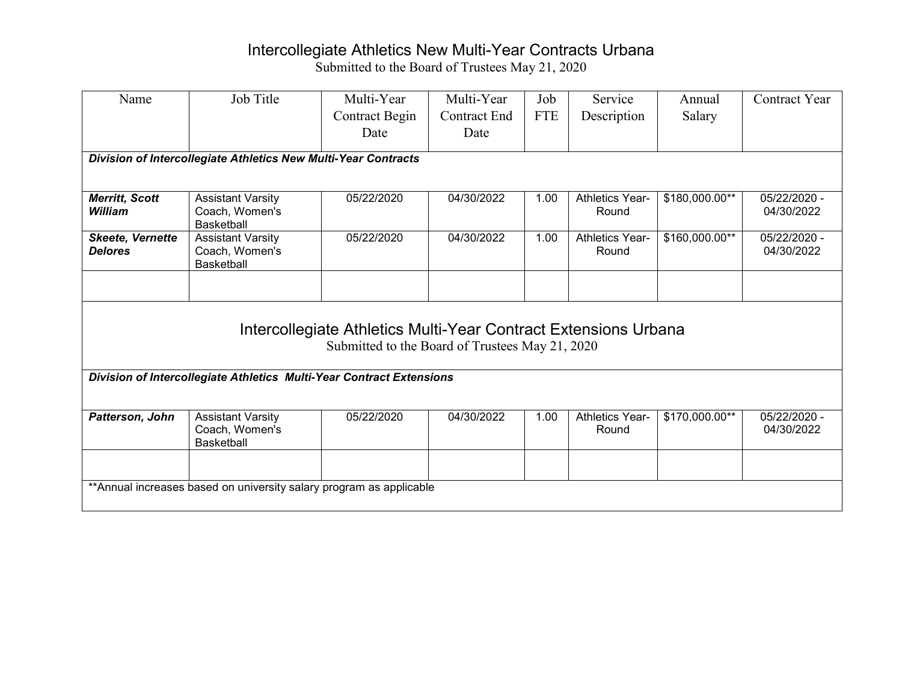# Intercollegiate Athletics New Multi-Year Contracts Urbana

Submitted to the Board of Trustees May 21, 2020

| Name | Job Title | Multi-Year Contract Begin Date | Multi-Year Contract End Date | Job FTE | Service Description | Annual Salary | Contract Year |
|---|---|---|---|---|---|---|---|
| ***Division of Intercollegiate Athletics New Multi-Year Contracts*** | | | | | | | |
| ***Merritt, Scott William*** | Assistant Varsity Coach, Women's Basketball | 05/22/2020 | 04/30/2022 | 1.00 | Athletics Year-Round | $180,000.00** | 05/22/2020 - 04/30/2022 |
| ***Skeete, Vernette Delores*** | Assistant Varsity Coach, Women's Basketball | 05/22/2020 | 04/30/2022 | 1.00 | Athletics Year-Round | $160,000.00** | 05/22/2020 - 04/30/2022 |
| | | | | | | | |

# Intercollegiate Athletics Multi-Year Contract Extensions Urbana

Submitted to the Board of Trustees May 21, 2020

| Name | Job Title | Multi-Year Contract Begin Date | Multi-Year Contract End Date | Job FTE | Service Description | Annual Salary | Contract Year |
|---|---|---|---|---|---|---|---|
| ***Division of Intercollegiate Athletics Multi-Year Contract Extensions*** | | | | | | | |
| ***Patterson, John*** | Assistant Varsity Coach, Women's Basketball | 05/22/2020 | 04/30/2022 | 1.00 | Athletics Year-Round | $170,000.00** | 05/22/2020 - 04/30/2022 |
| | | | | | | | |

**Annual increases based on university salary program as applicable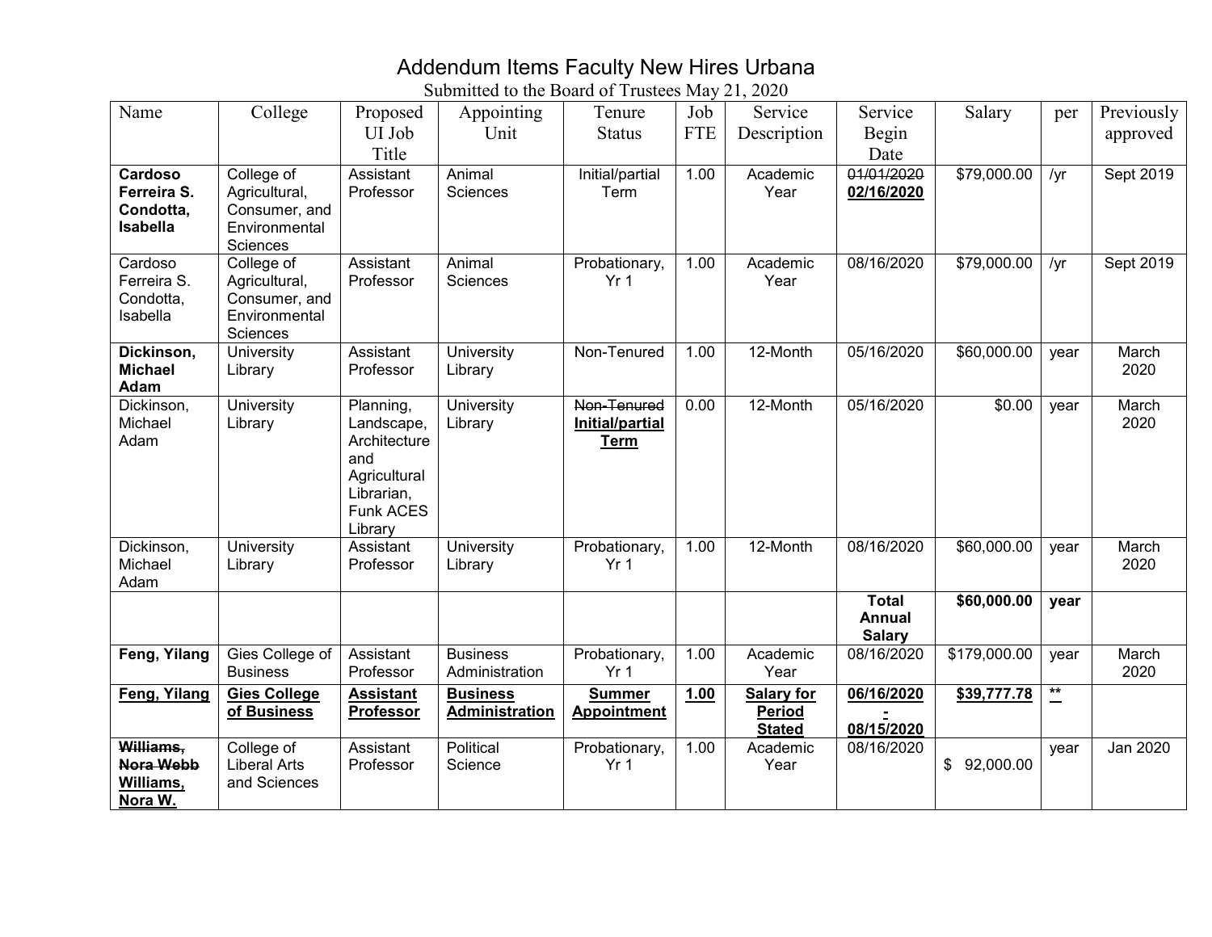# Addendum Items Faculty New Hires Urbana

Submitted to the Board of Trustees May 21, 2020

| Name | College | Proposed UI Job Title | Appointing Unit | Tenure Status | Job FTE | Service Description | Service Begin Date | Salary | per | Previously approved |
|---|---|---|---|---|---|---|---|---|---|---|
| **Cardoso Ferreira S. Condotta, Isabella** | College of Agricultural, Consumer, and Environmental Sciences | Assistant Professor | Animal Sciences | Initial/partial Term | 1.00 | Academic Year | ~~01/01/2020~~ **<u>02/16/2020</u>** | $79,000.00 | /yr | Sept 2019 |
| Cardoso Ferreira S. Condotta, Isabella | College of Agricultural, Consumer, and Environmental Sciences | Assistant Professor | Animal Sciences | Probationary, Yr 1 | 1.00 | Academic Year | 08/16/2020 | $79,000.00 | /yr | Sept 2019 |
| **Dickinson, Michael Adam** | University Library | Assistant Professor | University Library | Non-Tenured | 1.00 | 12-Month | 05/16/2020 | $60,000.00 | year | March 2020 |
| Dickinson, Michael Adam | University Library | Planning, Landscape, Architecture and Agricultural Librarian, Funk ACES Library | University Library | ~~Non-Tenured~~ **<u>Initial/partial Term</u>** | 0.00 | 12-Month | 05/16/2020 | $0.00 | year | March 2020 |
| Dickinson, Michael Adam | University Library | Assistant Professor | University Library | Probationary, Yr 1 | 1.00 | 12-Month | 08/16/2020 | $60,000.00 | year | March 2020 |
| | | | | | | | **Total Annual Salary** | **$60,000.00** | **year** | |
| **Feng, Yilang** | Gies College of Business | Assistant Professor | Business Administration | Probationary, Yr 1 | 1.00 | Academic Year | 08/16/2020 | $179,000.00 | year | March 2020 |
| **<u>Feng, Yilang</u>** | **<u>Gies College of Business</u>** | **<u>Assistant Professor</u>** | **<u>Business Administration</u>** | **<u>Summer Appointment</u>** | **<u>1.00</u>** | **<u>Salary for Period Stated</u>** | **<u>06/16/2020 - 08/15/2020</u>** | **<u>$39,777.78</u>** | **<u>**</u>** | |
| ~~Williams, Nora Webb~~ **<u>Williams, Nora W.</u>** | College of Liberal Arts and Sciences | Assistant Professor | Political Science | Probationary, Yr 1 | 1.00 | Academic Year | 08/16/2020 | $ 92,000.00 | year | Jan 2020 |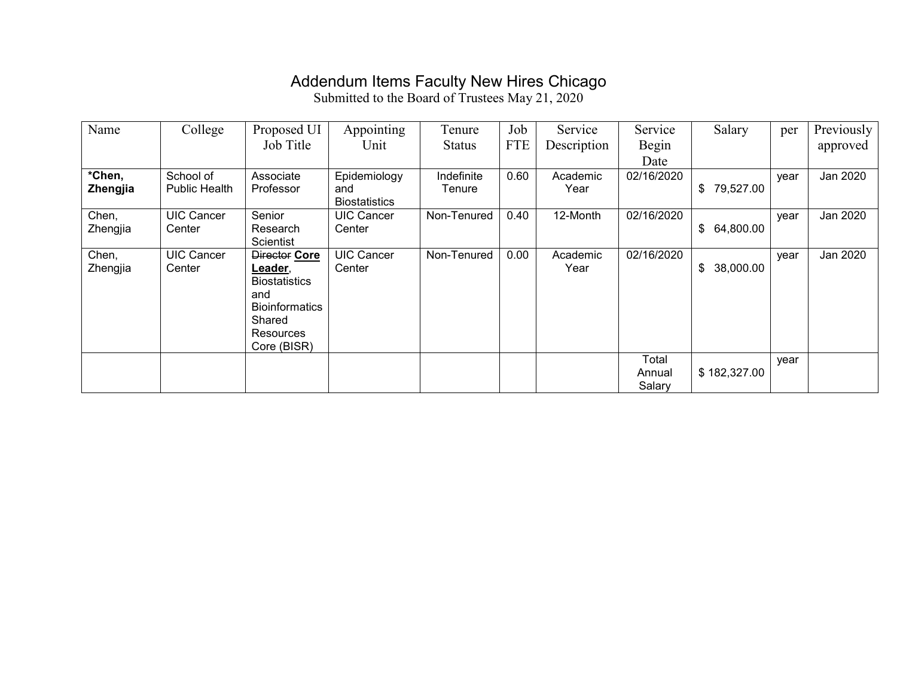# Addendum Items Faculty New Hires Chicago

Submitted to the Board of Trustees May 21, 2020

| Name | College | Proposed UI Job Title | Appointing Unit | Tenure Status | Job FTE | Service Description | Service Begin Date | Salary | per | Previously approved |
|---|---|---|---|---|---|---|---|---|---|---|
| **\*Chen, Zhengjia** | School of Public Health | Associate Professor | Epidemiology and Biostatistics | Indefinite Tenure | 0.60 | Academic Year | 02/16/2020 | $ 79,527.00 | year | Jan 2020 |
| Chen, Zhengjia | UIC Cancer Center | Senior Research Scientist | UIC Cancer Center | Non-Tenured | 0.40 | 12-Month | 02/16/2020 | $ 64,800.00 | year | Jan 2020 |
| Chen, Zhengjia | UIC Cancer Center | ~~Director~~ <u>**Core Leader**</u>, Biostatistics and Bioinformatics Shared Resources Core (BISR) | UIC Cancer Center | Non-Tenured | 0.00 | Academic Year | 02/16/2020 | $ 38,000.00 | year | Jan 2020 |
| | | | | | | | Total Annual Salary | $ 182,327.00 | year | |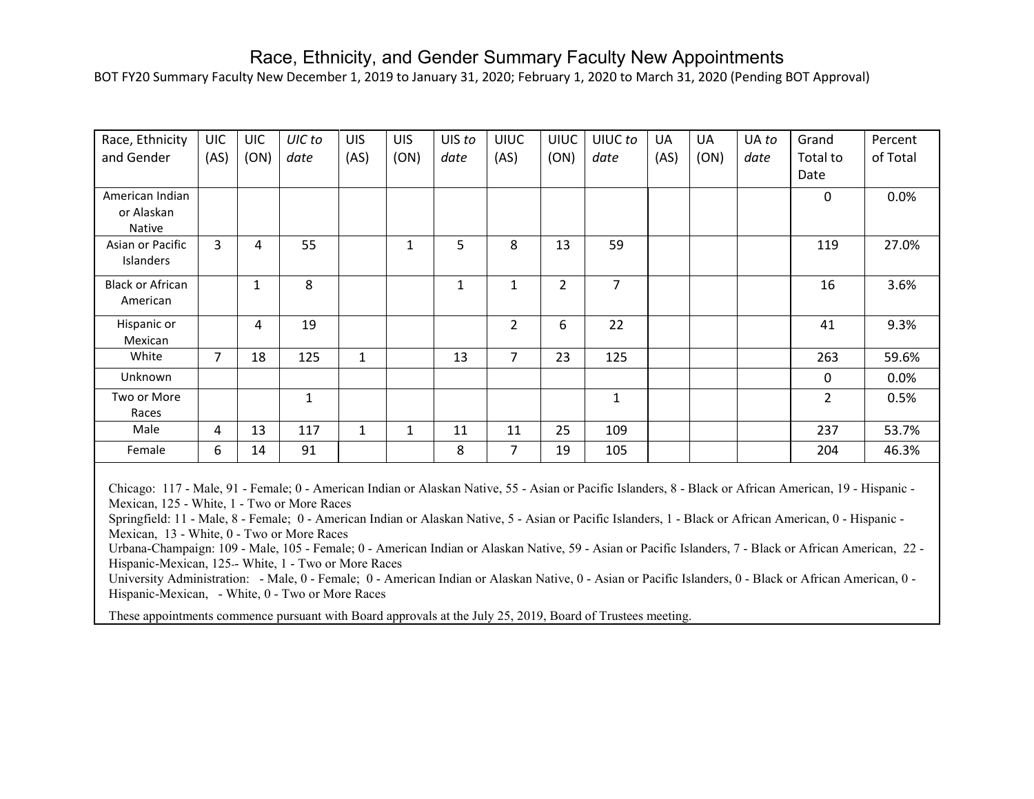# Race, Ethnicity, and Gender Summary Faculty New Appointments

BOT FY20 Summary Faculty New December 1, 2019 to January 31, 2020; February 1, 2020 to March 31, 2020 (Pending BOT Approval)

| Race, Ethnicity and Gender | UIC (AS) | UIC (ON) | *UIC to date* | UIS (AS) | UIS (ON) | UIS *to date* | UIUC (AS) | UIUC (ON) | UIUC *to date* | UA (AS) | UA (ON) | UA *to date* | Grand Total to Date | Percent of Total |
|---|---|---|---|---|---|---|---|---|---|---|---|---|---|---|
| American Indian or Alaskan Native | | | | | | | | | | | | | 0 | 0.0% |
| Asian or Pacific Islanders | 3 | 4 | 55 | | 1 | 5 | 8 | 13 | 59 | | | | 119 | 27.0% |
| Black or African American | | 1 | 8 | | | 1 | 1 | 2 | 7 | | | | 16 | 3.6% |
| Hispanic or Mexican | | 4 | 19 | | | | 2 | 6 | 22 | | | | 41 | 9.3% |
| White | 7 | 18 | 125 | 1 | | 13 | 7 | 23 | 125 | | | | 263 | 59.6% |
| Unknown | | | | | | | | | | | | | 0 | 0.0% |
| Two or More Races | | | 1 | | | | | | 1 | | | | 2 | 0.5% |
| Male | 4 | 13 | 117 | 1 | 1 | 11 | 11 | 25 | 109 | | | | 237 | 53.7% |
| Female | 6 | 14 | 91 | | | 8 | 7 | 19 | 105 | | | | 204 | 46.3% |

Chicago: 117 - Male, 91 - Female; 0 - American Indian or Alaskan Native, 55 - Asian or Pacific Islanders, 8 - Black or African American, 19 - Hispanic - Mexican, 125 - White, 1 - Two or More Races

Springfield: 11 - Male, 8 - Female; 0 - American Indian or Alaskan Native, 5 - Asian or Pacific Islanders, 1 - Black or African American, 0 - Hispanic - Mexican, 13 - White, 0 - Two or More Races

Urbana-Champaign: 109 - Male, 105 - Female; 0 - American Indian or Alaskan Native, 59 - Asian or Pacific Islanders, 7 - Black or African American, 22 - Hispanic-Mexican, 125-- White, 1 - Two or More Races

University Administration: - Male, 0 - Female; 0 - American Indian or Alaskan Native, 0 - Asian or Pacific Islanders, 0 - Black or African American, 0 - Hispanic-Mexican, - White, 0 - Two or More Races

These appointments commence pursuant with Board approvals at the July 25, 2019, Board of Trustees meeting.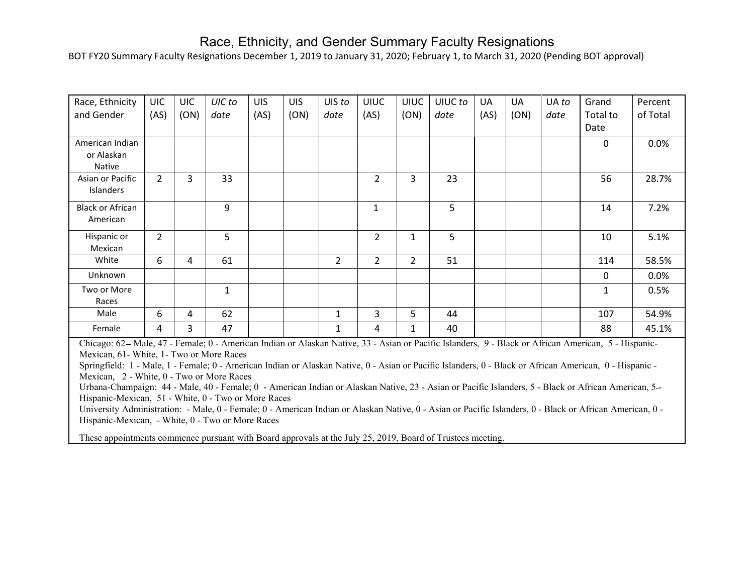# Race, Ethnicity, and Gender Summary Faculty Resignations

BOT FY20 Summary Faculty Resignations December 1, 2019 to January 31, 2020; February 1, to March 31, 2020 (Pending BOT approval)

| Race, Ethnicity and Gender | UIC (AS) | UIC (ON) | *UIC to date* | UIS (AS) | UIS (ON) | UIS *to date* | UIUC (AS) | UIUC (ON) | UIUC *to date* | UA (AS) | UA (ON) | UA *to date* | Grand Total to Date | Percent of Total |
|---|---|---|---|---|---|---|---|---|---|---|---|---|---|---|
| American Indian or Alaskan Native | | | | | | | | | | | | | 0 | 0.0% |
| Asian or Pacific Islanders | 2 | 3 | 33 | | | | 2 | 3 | 23 | | | | 56 | 28.7% |
| Black or African American | | | 9 | | | | 1 | | 5 | | | | 14 | 7.2% |
| Hispanic or Mexican | 2 | | 5 | | | | 2 | 1 | 5 | | | | 10 | 5.1% |
| White | 6 | 4 | 61 | | | 2 | 2 | 2 | 51 | | | | 114 | 58.5% |
| Unknown | | | | | | | | | | | | | 0 | 0.0% |
| Two or More Races | | | 1 | | | | | | | | | | 1 | 0.5% |
| Male | 6 | 4 | 62 | | | 1 | 3 | 5 | 44 | | | | 107 | 54.9% |
| Female | 4 | 3 | 47 | | | 1 | 4 | 1 | 40 | | | | 88 | 45.1% |

Chicago: 62 – Male, 47 - Female; 0 - American Indian or Alaskan Native, 33 - Asian or Pacific Islanders, 9 - Black or African American, 5 - Hispanic-Mexican, 61- White, 1- Two or More Races

Springfield: 1 - Male, 1 - Female; 0 - American Indian or Alaskan Native, 0 - Asian or Pacific Islanders, 0 - Black or African American, 0 - Hispanic - Mexican, 2 - White, 0 - Two or More Races

Urbana-Champaign: 44 - Male, 40 - Female; 0 - American Indian or Alaskan Native, 23 - Asian or Pacific Islanders, 5 - Black or African American, 5-- Hispanic-Mexican, 51 - White, 0 - Two or More Races

University Administration: - Male, 0 - Female; 0 - American Indian or Alaskan Native, 0 - Asian or Pacific Islanders, 0 - Black or African American, 0 - Hispanic-Mexican, - White, 0 - Two or More Races

These appointments commence pursuant with Board approvals at the July 25, 2019, Board of Trustees meeting.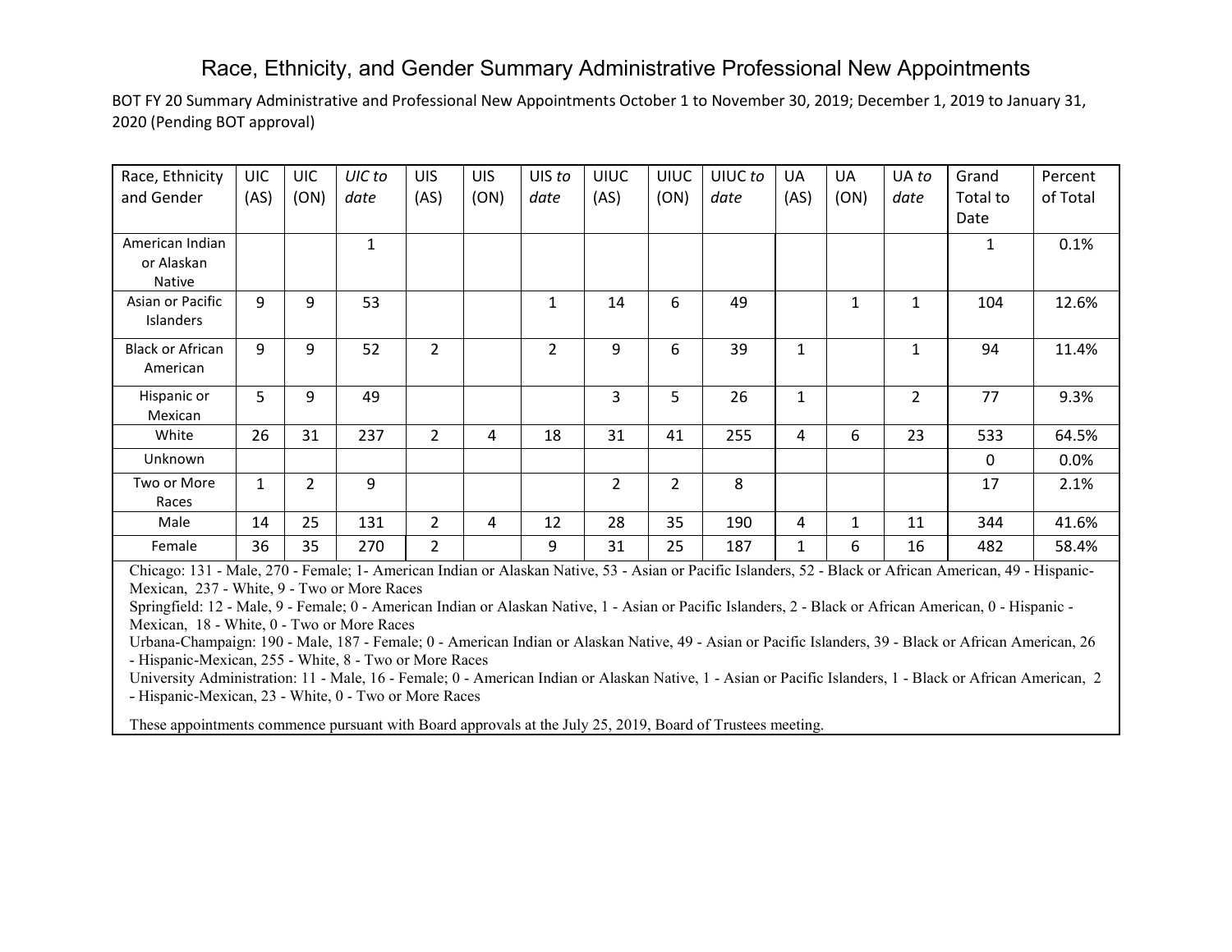# Race, Ethnicity, and Gender Summary Administrative Professional New Appointments

BOT FY 20 Summary Administrative and Professional New Appointments October 1 to November 30, 2019; December 1, 2019 to January 31, 2020 (Pending BOT approval)

| Race, Ethnicity and Gender | UIC (AS) | UIC (ON) | *UIC to date* | UIS (AS) | UIS (ON) | UIS *to date* | UIUC (AS) | UIUC (ON) | UIUC *to date* | UA (AS) | UA (ON) | UA *to date* | Grand Total to Date | Percent of Total |
|---|---|---|---|---|---|---|---|---|---|---|---|---|---|---|
| American Indian or Alaskan Native | | | 1 | | | | | | | | | | 1 | 0.1% |
| Asian or Pacific Islanders | 9 | 9 | 53 | | | 1 | 14 | 6 | 49 | | 1 | 1 | 104 | 12.6% |
| Black or African American | 9 | 9 | 52 | 2 | | 2 | 9 | 6 | 39 | 1 | | 1 | 94 | 11.4% |
| Hispanic or Mexican | 5 | 9 | 49 | | | | 3 | 5 | 26 | 1 | | 2 | 77 | 9.3% |
| White | 26 | 31 | 237 | 2 | 4 | 18 | 31 | 41 | 255 | 4 | 6 | 23 | 533 | 64.5% |
| Unknown | | | | | | | | | | | | | 0 | 0.0% |
| Two or More Races | 1 | 2 | 9 | | | | 2 | 2 | 8 | | | | 17 | 2.1% |
| Male | 14 | 25 | 131 | 2 | 4 | 12 | 28 | 35 | 190 | 4 | 1 | 11 | 344 | 41.6% |
| Female | 36 | 35 | 270 | 2 | | 9 | 31 | 25 | 187 | 1 | 6 | 16 | 482 | 58.4% |

Chicago: 131 - Male, 270 - Female; 1- American Indian or Alaskan Native, 53 - Asian or Pacific Islanders, 52 - Black or African American, 49 - Hispanic-Mexican, 237 - White, 9 - Two or More Races

Springfield: 12 - Male, 9 - Female; 0 - American Indian or Alaskan Native, 1 - Asian or Pacific Islanders, 2 - Black or African American, 0 - Hispanic - Mexican, 18 - White, 0 - Two or More Races

Urbana-Champaign: 190 - Male, 187 - Female; 0 - American Indian or Alaskan Native, 49 - Asian or Pacific Islanders, 39 - Black or African American, 26 - Hispanic-Mexican, 255 - White, 8 - Two or More Races

University Administration: 11 - Male, 16 - Female; 0 - American Indian or Alaskan Native, 1 - Asian or Pacific Islanders, 1 - Black or African American, 2 - Hispanic-Mexican, 23 - White, 0 - Two or More Races

These appointments commence pursuant with Board approvals at the July 25, 2019, Board of Trustees meeting.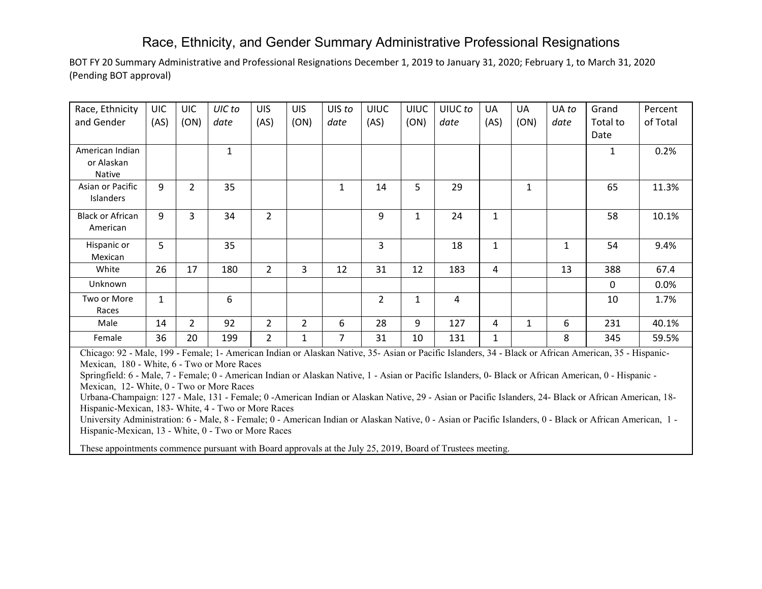# Race, Ethnicity, and Gender Summary Administrative Professional Resignations

BOT FY 20 Summary Administrative and Professional Resignations December 1, 2019 to January 31, 2020; February 1, to March 31, 2020 (Pending BOT approval)

| Race, Ethnicity and Gender | UIC (AS) | UIC (ON) | *UIC to date* | UIS (AS) | UIS (ON) | UIS *to date* | UIUC (AS) | UIUC (ON) | UIUC *to date* | UA (AS) | UA (ON) | UA *to date* | Grand Total to Date | Percent of Total |
|---|---|---|---|---|---|---|---|---|---|---|---|---|---|---|
| American Indian or Alaskan Native | | | 1 | | | | | | | | | | 1 | 0.2% |
| Asian or Pacific Islanders | 9 | 2 | 35 | | | 1 | 14 | 5 | 29 | | 1 | | 65 | 11.3% |
| Black or African American | 9 | 3 | 34 | 2 | | | 9 | 1 | 24 | 1 | | | 58 | 10.1% |
| Hispanic or Mexican | 5 | | 35 | | | | 3 | | 18 | 1 | | 1 | 54 | 9.4% |
| White | 26 | 17 | 180 | 2 | 3 | 12 | 31 | 12 | 183 | 4 | | 13 | 388 | 67.4 |
| Unknown | | | | | | | | | | | | | 0 | 0.0% |
| Two or More Races | 1 | | 6 | | | | 2 | 1 | 4 | | | | 10 | 1.7% |
| Male | 14 | 2 | 92 | 2 | 2 | 6 | 28 | 9 | 127 | 4 | 1 | 6 | 231 | 40.1% |
| Female | 36 | 20 | 199 | 2 | 1 | 7 | 31 | 10 | 131 | 1 | | 8 | 345 | 59.5% |

Chicago: 92 - Male, 199 - Female; 1- American Indian or Alaskan Native, 35- Asian or Pacific Islanders, 34 - Black or African American, 35 - Hispanic-Mexican, 180 - White, 6 - Two or More Races

Springfield: 6 - Male, 7 - Female; 0 - American Indian or Alaskan Native, 1 - Asian or Pacific Islanders, 0- Black or African American, 0 - Hispanic - Mexican, 12- White, 0 - Two or More Races

Urbana-Champaign: 127 - Male, 131 - Female; 0 -American Indian or Alaskan Native, 29 - Asian or Pacific Islanders, 24- Black or African American, 18- Hispanic-Mexican, 183- White, 4 - Two or More Races

University Administration: 6 - Male, 8 - Female; 0 - American Indian or Alaskan Native, 0 - Asian or Pacific Islanders, 0 - Black or African American, 1 - Hispanic-Mexican, 13 - White, 0 - Two or More Races

These appointments commence pursuant with Board approvals at the July 25, 2019, Board of Trustees meeting.